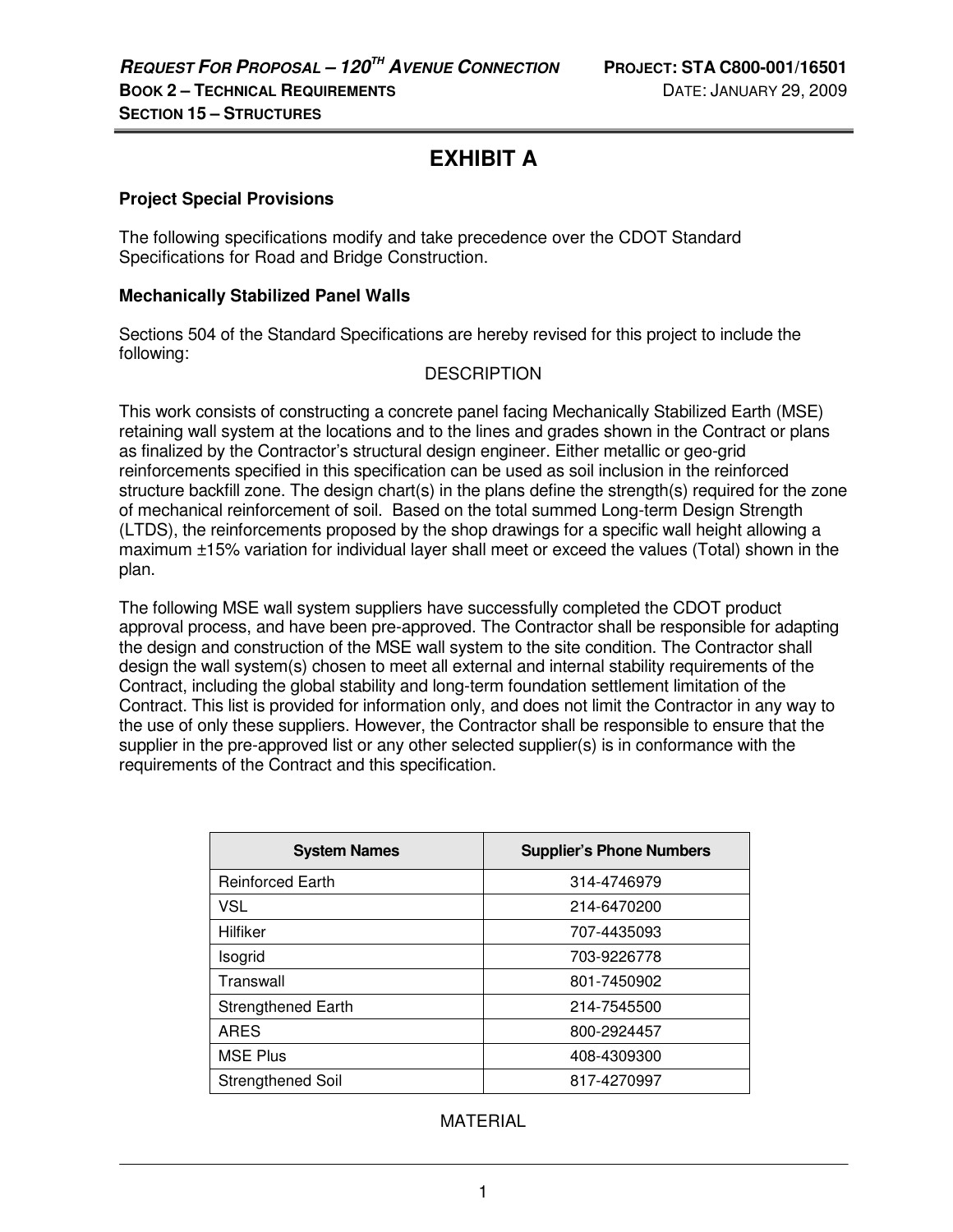# EXHIBIT A

**Project Special Provisions**

The following specifications modify and take precedence over the CDOT Standard Specifications for Road and Bridge Construction.

**Mechanically Stabilized Panel Walls**

Sections 504 of the Standard Specifications are hereby revised for this project to include the following:

DESCRIPTION

This work consists of constructing a concrete panel facing Mechanically Stabilized Earth (MSE) retaining wall system at the locations and to the lines and grades shown in the Contract or plans as finalized by the Contractor's structural design engineer. Either metallic or geo-grid reinforcements specified in this specification can be used as soil inclusion in the reinforced structure backfill zone. The design chart(s) in the plans define the strength(s) required for the zone of mechanical reinforcement of soil. Based on the total summed Long-term Design Strength (LTDS), the reinforcements proposed by the shop drawings for a specific wall height allowing a maximum ±15% variation for individual layer shall meet or exceed the values (Total) shown in the plan.

The following MSE wall system suppliers have successfully completed the CDOT product approval process, and have been pre-approved. The Contractor shall be responsible for adapting the design and construction of the MSE wall system to the site condition. The Contractor shall design the wall system(s) chosen to meet all external and internal stability requirements of the Contract, including the global stability and long-term foundation settlement limitation of the Contract. This list is provided for information only, and does not limit the Contractor in any way to the use of only these suppliers. However, the Contractor shall be responsible to ensure that the supplier in the pre-approved list or any other selected supplier(s) is in conformance with the requirements of the Contract and this specification.

| System Names | Supplier's Phone Numbers |
|---|---|
| Reinforced Earth | 314-4746979 |
| VSL | 214-6470200 |
| Hilfiker | 707-4435093 |
| Isogrid | 703-9226778 |
| Transwall | 801-7450902 |
| Strengthened Earth | 214-7545500 |
| ARES | 800-2924457 |
| MSE Plus | 408-4309300 |
| Strengthened Soil | 817-4270997 |

MATERIAL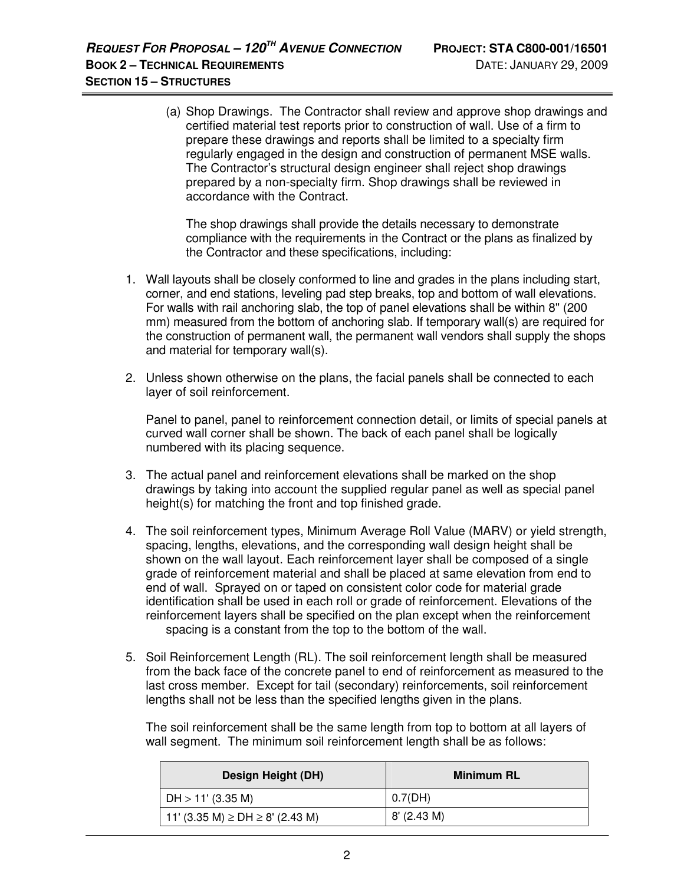(a) Shop Drawings. The Contractor shall review and approve shop drawings and certified material test reports prior to construction of wall. Use of a firm to prepare these drawings and reports shall be limited to a specialty firm regularly engaged in the design and construction of permanent MSE walls. The Contractor's structural design engineer shall reject shop drawings prepared by a non-specialty firm. Shop drawings shall be reviewed in accordance with the Contract.

The shop drawings shall provide the details necessary to demonstrate compliance with the requirements in the Contract or the plans as finalized by the Contractor and these specifications, including:

1. Wall layouts shall be closely conformed to line and grades in the plans including start, corner, and end stations, leveling pad step breaks, top and bottom of wall elevations. For walls with rail anchoring slab, the top of panel elevations shall be within 8" (200 mm) measured from the bottom of anchoring slab. If temporary wall(s) are required for the construction of permanent wall, the permanent wall vendors shall supply the shops and material for temporary wall(s).

2. Unless shown otherwise on the plans, the facial panels shall be connected to each layer of soil reinforcement.

   Panel to panel, panel to reinforcement connection detail, or limits of special panels at curved wall corner shall be shown. The back of each panel shall be logically numbered with its placing sequence.

3. The actual panel and reinforcement elevations shall be marked on the shop drawings by taking into account the supplied regular panel as well as special panel height(s) for matching the front and top finished grade.

4. The soil reinforcement types, Minimum Average Roll Value (MARV) or yield strength, spacing, lengths, elevations, and the corresponding wall design height shall be shown on the wall layout. Each reinforcement layer shall be composed of a single grade of reinforcement material and shall be placed at same elevation from end to end of wall. Sprayed on or taped on consistent color code for material grade identification shall be used in each roll or grade of reinforcement. Elevations of the reinforcement layers shall be specified on the plan except when the reinforcement spacing is a constant from the top to the bottom of the wall.

5. Soil Reinforcement Length (RL). The soil reinforcement length shall be measured from the back face of the concrete panel to end of reinforcement as measured to the last cross member. Except for tail (secondary) reinforcements, soil reinforcement lengths shall not be less than the specified lengths given in the plans.

   The soil reinforcement shall be the same length from top to bottom at all layers of wall segment. The minimum soil reinforcement length shall be as follows:

| Design Height (DH) | Minimum RL |
|---|---|
| DH > 11' (3.35 M) | 0.7(DH) |
| 11' (3.35 M) ≥ DH ≥ 8' (2.43 M) | 8' (2.43 M) |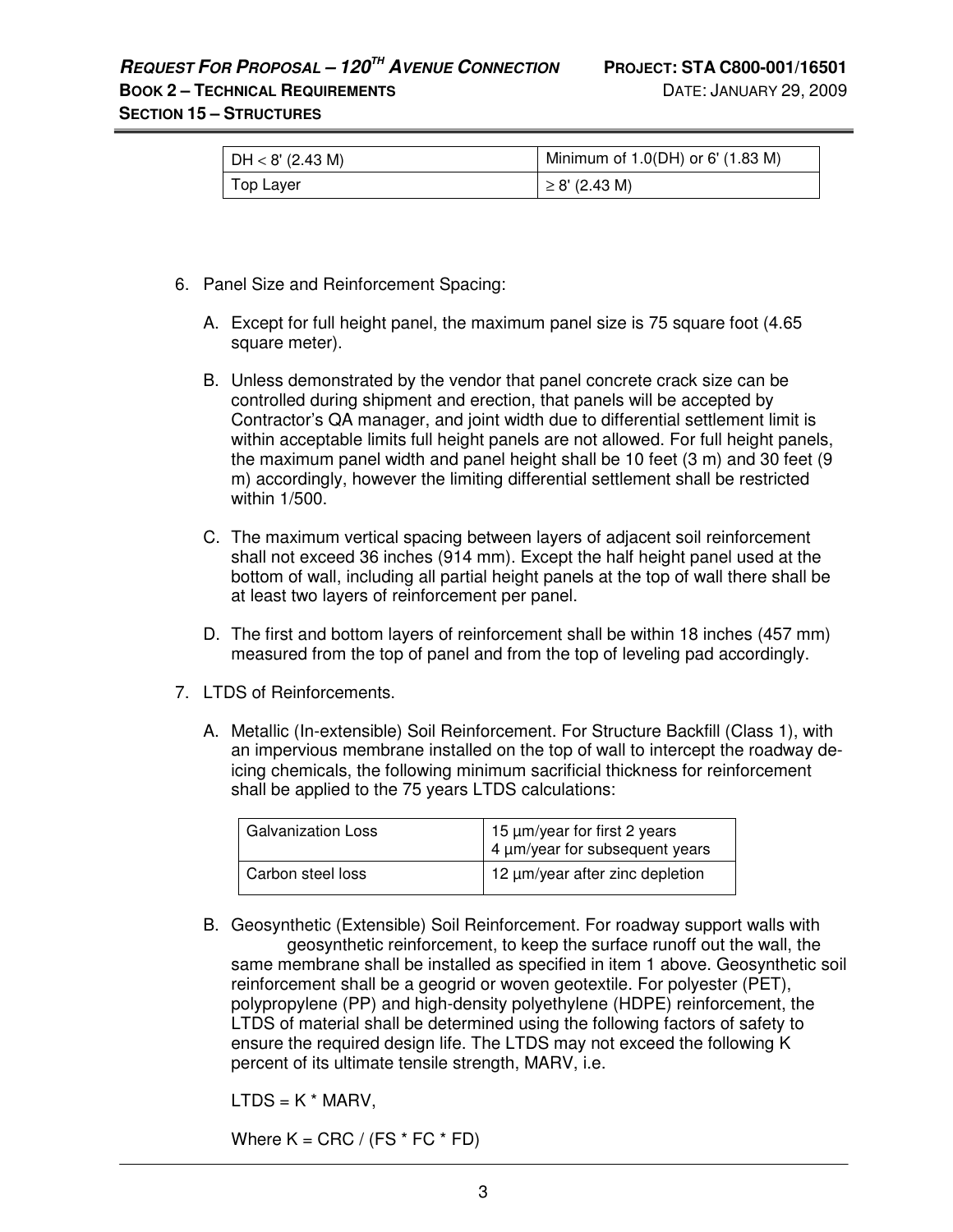| DH < 8' (2.43 M) | Minimum of 1.0(DH) or 6' (1.83 M) |
|---|---|
| Top Layer | ≥ 8' (2.43 M) |

6. Panel Size and Reinforcement Spacing:

   A. Except for full height panel, the maximum panel size is 75 square foot (4.65 square meter).

   B. Unless demonstrated by the vendor that panel concrete crack size can be controlled during shipment and erection, that panels will be accepted by Contractor's QA manager, and joint width due to differential settlement limit is within acceptable limits full height panels are not allowed. For full height panels, the maximum panel width and panel height shall be 10 feet (3 m) and 30 feet (9 m) accordingly, however the limiting differential settlement shall be restricted within 1/500.

   C. The maximum vertical spacing between layers of adjacent soil reinforcement shall not exceed 36 inches (914 mm). Except the half height panel used at the bottom of wall, including all partial height panels at the top of wall there shall be at least two layers of reinforcement per panel.

   D. The first and bottom layers of reinforcement shall be within 18 inches (457 mm) measured from the top of panel and from the top of leveling pad accordingly.

7. LTDS of Reinforcements.

   A. Metallic (In-extensible) Soil Reinforcement. For Structure Backfill (Class 1), with an impervious membrane installed on the top of wall to intercept the roadway de-icing chemicals, the following minimum sacrificial thickness for reinforcement shall be applied to the 75 years LTDS calculations:

| Galvanization Loss | 15 µm/year for first 2 years<br>4 µm/year for subsequent years |
|---|---|
| Carbon steel loss | 12 µm/year after zinc depletion |

   B. Geosynthetic (Extensible) Soil Reinforcement. For roadway support walls with geosynthetic reinforcement, to keep the surface runoff out the wall, the same membrane shall be installed as specified in item 1 above. Geosynthetic soil reinforcement shall be a geogrid or woven geotextile. For polyester (PET), polypropylene (PP) and high-density polyethylene (HDPE) reinforcement, the LTDS of material shall be determined using the following factors of safety to ensure the required design life. The LTDS may not exceed the following K percent of its ultimate tensile strength, MARV, i.e.

   $LTDS = K * MARV$,

   Where $K = CRC / (FS * FC * FD)$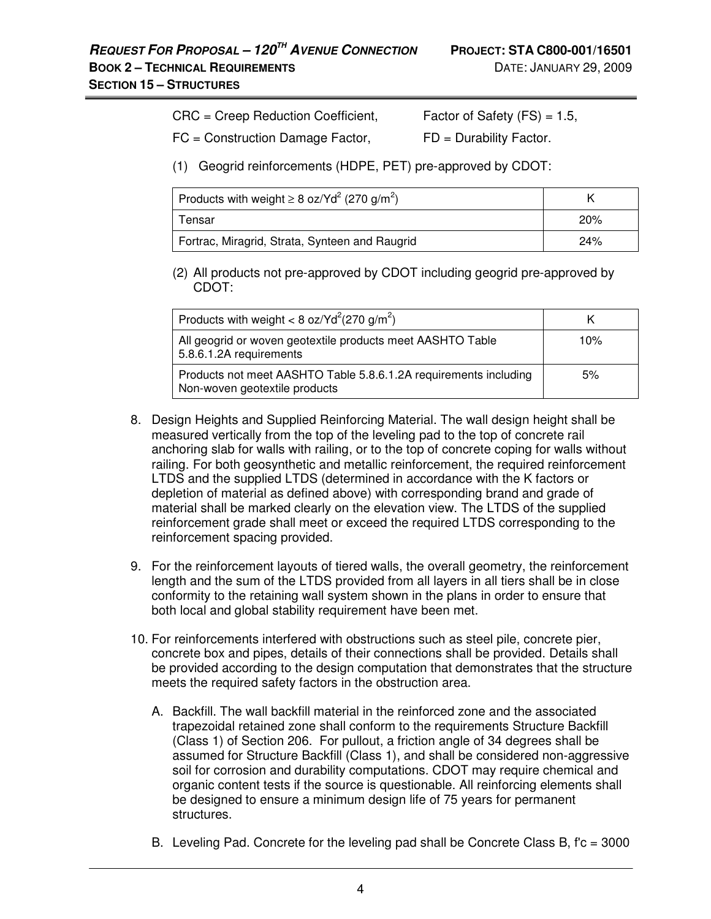CRC = Creep Reduction Coefficient, Factor of Safety (FS) = 1.5,

FC = Construction Damage Factor, FD = Durability Factor.

(1) Geogrid reinforcements (HDPE, PET) pre-approved by CDOT:

| Products with weight ≥ 8 oz/Yd$^2$ (270 g/m$^2$) | K |
|---|---|
| Tensar | 20% |
| Fortrac, Miragrid, Strata, Synteen and Raugrid | 24% |

(2) All products not pre-approved by CDOT including geogrid pre-approved by CDOT:

| Products with weight < 8 oz/Yd$^2$(270 g/m$^2$) | K |
|---|---|
| All geogrid or woven geotextile products meet AASHTO Table 5.8.6.1.2A requirements | 10% |
| Products not meet AASHTO Table 5.8.6.1.2A requirements including Non-woven geotextile products | 5% |

8. Design Heights and Supplied Reinforcing Material. The wall design height shall be measured vertically from the top of the leveling pad to the top of concrete rail anchoring slab for walls with railing, or to the top of concrete coping for walls without railing. For both geosynthetic and metallic reinforcement, the required reinforcement LTDS and the supplied LTDS (determined in accordance with the K factors or depletion of material as defined above) with corresponding brand and grade of material shall be marked clearly on the elevation view. The LTDS of the supplied reinforcement grade shall meet or exceed the required LTDS corresponding to the reinforcement spacing provided.

9. For the reinforcement layouts of tiered walls, the overall geometry, the reinforcement length and the sum of the LTDS provided from all layers in all tiers shall be in close conformity to the retaining wall system shown in the plans in order to ensure that both local and global stability requirement have been met.

10. For reinforcements interfered with obstructions such as steel pile, concrete pier, concrete box and pipes, details of their connections shall be provided. Details shall be provided according to the design computation that demonstrates that the structure meets the required safety factors in the obstruction area.

    A. Backfill. The wall backfill material in the reinforced zone and the associated trapezoidal retained zone shall conform to the requirements Structure Backfill (Class 1) of Section 206. For pullout, a friction angle of 34 degrees shall be assumed for Structure Backfill (Class 1), and shall be considered non-aggressive soil for corrosion and durability computations. CDOT may require chemical and organic content tests if the source is questionable. All reinforcing elements shall be designed to ensure a minimum design life of 75 years for permanent structures.

    B. Leveling Pad. Concrete for the leveling pad shall be Concrete Class B, f'c = 3000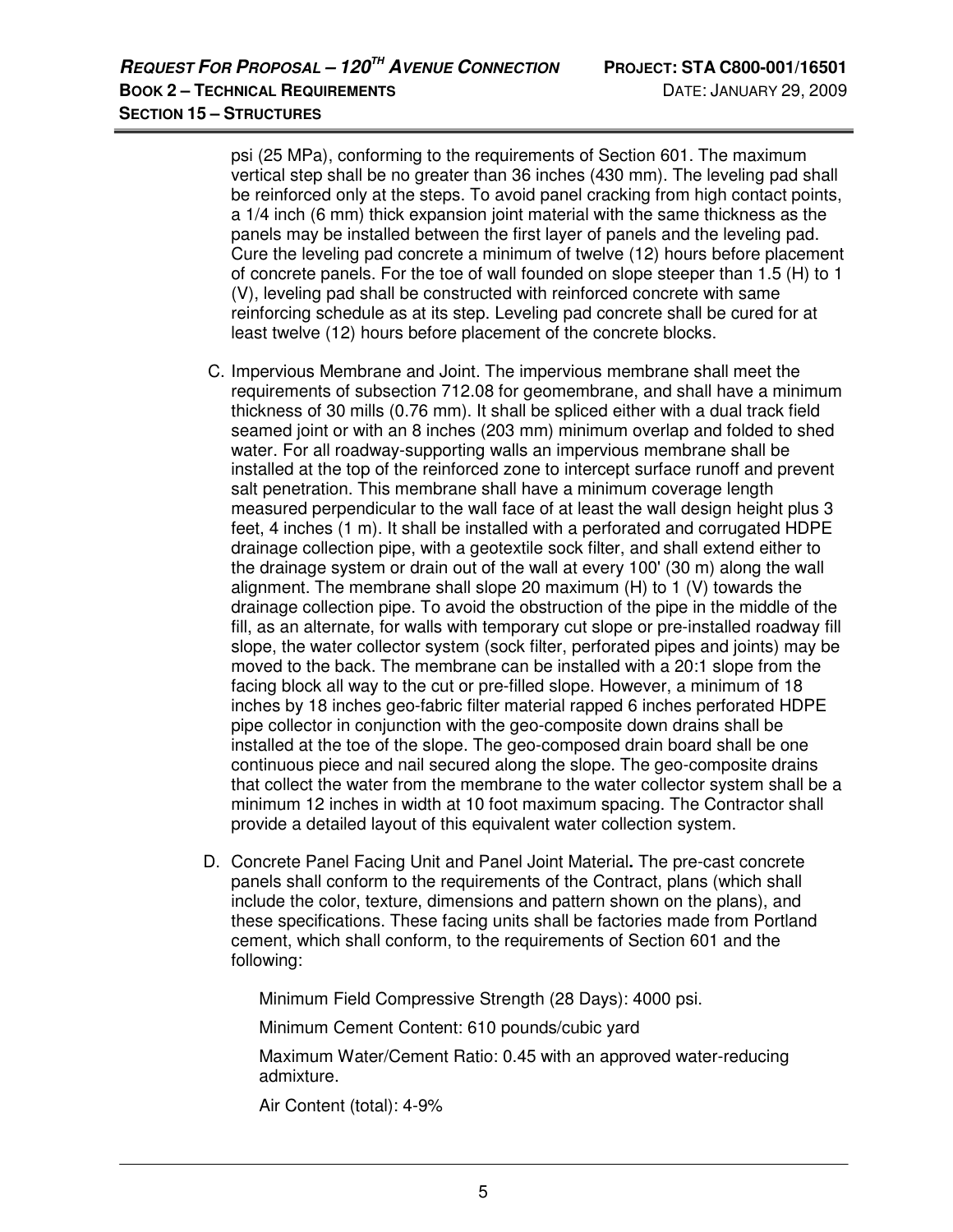psi (25 MPa), conforming to the requirements of Section 601. The maximum vertical step shall be no greater than 36 inches (430 mm). The leveling pad shall be reinforced only at the steps. To avoid panel cracking from high contact points, a 1/4 inch (6 mm) thick expansion joint material with the same thickness as the panels may be installed between the first layer of panels and the leveling pad. Cure the leveling pad concrete a minimum of twelve (12) hours before placement of concrete panels. For the toe of wall founded on slope steeper than 1.5 (H) to 1 (V), leveling pad shall be constructed with reinforced concrete with same reinforcing schedule as at its step. Leveling pad concrete shall be cured for at least twelve (12) hours before placement of the concrete blocks.

C. Impervious Membrane and Joint. The impervious membrane shall meet the requirements of subsection 712.08 for geomembrane, and shall have a minimum thickness of 30 mills (0.76 mm). It shall be spliced either with a dual track field seamed joint or with an 8 inches (203 mm) minimum overlap and folded to shed water. For all roadway-supporting walls an impervious membrane shall be installed at the top of the reinforced zone to intercept surface runoff and prevent salt penetration. This membrane shall have a minimum coverage length measured perpendicular to the wall face of at least the wall design height plus 3 feet, 4 inches (1 m). It shall be installed with a perforated and corrugated HDPE drainage collection pipe, with a geotextile sock filter, and shall extend either to the drainage system or drain out of the wall at every 100' (30 m) along the wall alignment. The membrane shall slope 20 maximum (H) to 1 (V) towards the drainage collection pipe. To avoid the obstruction of the pipe in the middle of the fill, as an alternate, for walls with temporary cut slope or pre-installed roadway fill slope, the water collector system (sock filter, perforated pipes and joints) may be moved to the back. The membrane can be installed with a 20:1 slope from the facing block all way to the cut or pre-filled slope. However, a minimum of 18 inches by 18 inches geo-fabric filter material rapped 6 inches perforated HDPE pipe collector in conjunction with the geo-composite down drains shall be installed at the toe of the slope. The geo-composed drain board shall be one continuous piece and nail secured along the slope. The geo-composite drains that collect the water from the membrane to the water collector system shall be a minimum 12 inches in width at 10 foot maximum spacing. The Contractor shall provide a detailed layout of this equivalent water collection system.

D. Concrete Panel Facing Unit and Panel Joint Material**.** The pre-cast concrete panels shall conform to the requirements of the Contract, plans (which shall include the color, texture, dimensions and pattern shown on the plans), and these specifications. These facing units shall be factories made from Portland cement, which shall conform, to the requirements of Section 601 and the following:

Minimum Field Compressive Strength (28 Days): 4000 psi.

Minimum Cement Content: 610 pounds/cubic yard

Maximum Water/Cement Ratio: 0.45 with an approved water-reducing admixture.

Air Content (total): 4-9%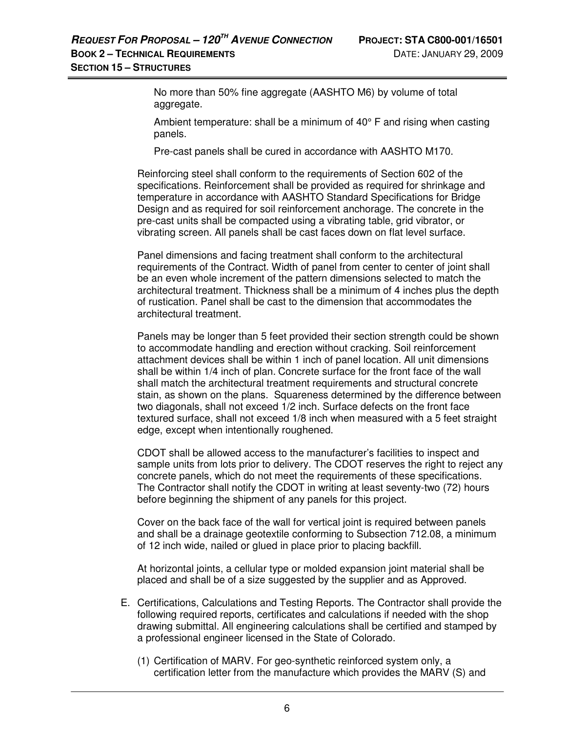No more than 50% fine aggregate (AASHTO M6) by volume of total aggregate.

Ambient temperature: shall be a minimum of 40° F and rising when casting panels.

Pre-cast panels shall be cured in accordance with AASHTO M170.

Reinforcing steel shall conform to the requirements of Section 602 of the specifications. Reinforcement shall be provided as required for shrinkage and temperature in accordance with AASHTO Standard Specifications for Bridge Design and as required for soil reinforcement anchorage. The concrete in the pre-cast units shall be compacted using a vibrating table, grid vibrator, or vibrating screen. All panels shall be cast faces down on flat level surface.

Panel dimensions and facing treatment shall conform to the architectural requirements of the Contract. Width of panel from center to center of joint shall be an even whole increment of the pattern dimensions selected to match the architectural treatment. Thickness shall be a minimum of 4 inches plus the depth of rustication. Panel shall be cast to the dimension that accommodates the architectural treatment.

Panels may be longer than 5 feet provided their section strength could be shown to accommodate handling and erection without cracking. Soil reinforcement attachment devices shall be within 1 inch of panel location. All unit dimensions shall be within 1/4 inch of plan. Concrete surface for the front face of the wall shall match the architectural treatment requirements and structural concrete stain, as shown on the plans. Squareness determined by the difference between two diagonals, shall not exceed 1/2 inch. Surface defects on the front face textured surface, shall not exceed 1/8 inch when measured with a 5 feet straight edge, except when intentionally roughened.

CDOT shall be allowed access to the manufacturer's facilities to inspect and sample units from lots prior to delivery. The CDOT reserves the right to reject any concrete panels, which do not meet the requirements of these specifications. The Contractor shall notify the CDOT in writing at least seventy-two (72) hours before beginning the shipment of any panels for this project.

Cover on the back face of the wall for vertical joint is required between panels and shall be a drainage geotextile conforming to Subsection 712.08, a minimum of 12 inch wide, nailed or glued in place prior to placing backfill.

At horizontal joints, a cellular type or molded expansion joint material shall be placed and shall be of a size suggested by the supplier and as Approved.

E. Certifications, Calculations and Testing Reports. The Contractor shall provide the following required reports, certificates and calculations if needed with the shop drawing submittal. All engineering calculations shall be certified and stamped by a professional engineer licensed in the State of Colorado.

   (1) Certification of MARV. For geo-synthetic reinforced system only, a certification letter from the manufacture which provides the MARV (S) and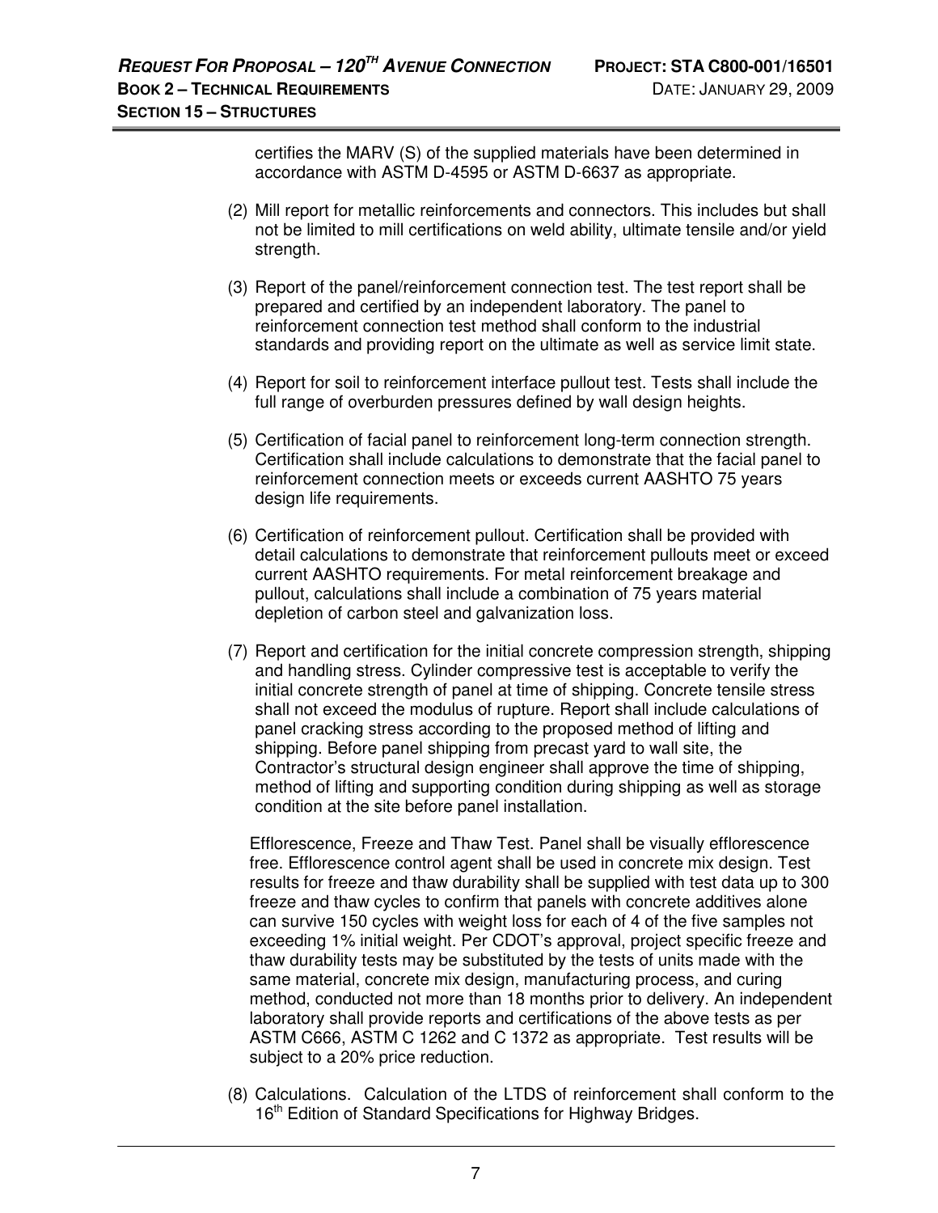certifies the MARV (S) of the supplied materials have been determined in accordance with ASTM D-4595 or ASTM D-6637 as appropriate.

(2) Mill report for metallic reinforcements and connectors. This includes but shall not be limited to mill certifications on weld ability, ultimate tensile and/or yield strength.

(3) Report of the panel/reinforcement connection test. The test report shall be prepared and certified by an independent laboratory. The panel to reinforcement connection test method shall conform to the industrial standards and providing report on the ultimate as well as service limit state.

(4) Report for soil to reinforcement interface pullout test. Tests shall include the full range of overburden pressures defined by wall design heights.

(5) Certification of facial panel to reinforcement long-term connection strength. Certification shall include calculations to demonstrate that the facial panel to reinforcement connection meets or exceeds current AASHTO 75 years design life requirements.

(6) Certification of reinforcement pullout. Certification shall be provided with detail calculations to demonstrate that reinforcement pullouts meet or exceed current AASHTO requirements. For metal reinforcement breakage and pullout, calculations shall include a combination of 75 years material depletion of carbon steel and galvanization loss.

(7) Report and certification for the initial concrete compression strength, shipping and handling stress. Cylinder compressive test is acceptable to verify the initial concrete strength of panel at time of shipping. Concrete tensile stress shall not exceed the modulus of rupture. Report shall include calculations of panel cracking stress according to the proposed method of lifting and shipping. Before panel shipping from precast yard to wall site, the Contractor's structural design engineer shall approve the time of shipping, method of lifting and supporting condition during shipping as well as storage condition at the site before panel installation.

Efflorescence, Freeze and Thaw Test. Panel shall be visually efflorescence free. Efflorescence control agent shall be used in concrete mix design. Test results for freeze and thaw durability shall be supplied with test data up to 300 freeze and thaw cycles to confirm that panels with concrete additives alone can survive 150 cycles with weight loss for each of 4 of the five samples not exceeding 1% initial weight. Per CDOT's approval, project specific freeze and thaw durability tests may be substituted by the tests of units made with the same material, concrete mix design, manufacturing process, and curing method, conducted not more than 18 months prior to delivery. An independent laboratory shall provide reports and certifications of the above tests as per ASTM C666, ASTM C 1262 and C 1372 as appropriate. Test results will be subject to a 20% price reduction.

(8) Calculations. Calculation of the LTDS of reinforcement shall conform to the 16th Edition of Standard Specifications for Highway Bridges.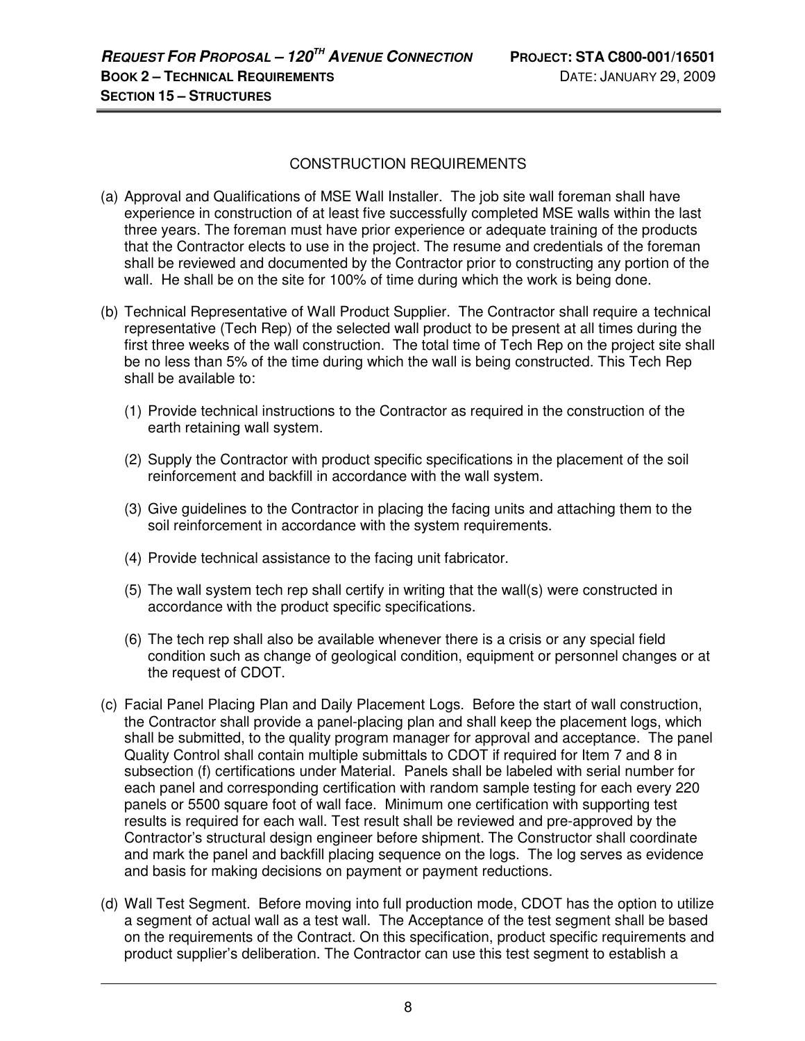## CONSTRUCTION REQUIREMENTS

(a) Approval and Qualifications of MSE Wall Installer. The job site wall foreman shall have experience in construction of at least five successfully completed MSE walls within the last three years. The foreman must have prior experience or adequate training of the products that the Contractor elects to use in the project. The resume and credentials of the foreman shall be reviewed and documented by the Contractor prior to constructing any portion of the wall. He shall be on the site for 100% of time during which the work is being done.

(b) Technical Representative of Wall Product Supplier. The Contractor shall require a technical representative (Tech Rep) of the selected wall product to be present at all times during the first three weeks of the wall construction. The total time of Tech Rep on the project site shall be no less than 5% of the time during which the wall is being constructed. This Tech Rep shall be available to:

(1) Provide technical instructions to the Contractor as required in the construction of the earth retaining wall system.

(2) Supply the Contractor with product specific specifications in the placement of the soil reinforcement and backfill in accordance with the wall system.

(3) Give guidelines to the Contractor in placing the facing units and attaching them to the soil reinforcement in accordance with the system requirements.

(4) Provide technical assistance to the facing unit fabricator.

(5) The wall system tech rep shall certify in writing that the wall(s) were constructed in accordance with the product specific specifications.

(6) The tech rep shall also be available whenever there is a crisis or any special field condition such as change of geological condition, equipment or personnel changes or at the request of CDOT.

(c) Facial Panel Placing Plan and Daily Placement Logs. Before the start of wall construction, the Contractor shall provide a panel-placing plan and shall keep the placement logs, which shall be submitted, to the quality program manager for approval and acceptance. The panel Quality Control shall contain multiple submittals to CDOT if required for Item 7 and 8 in subsection (f) certifications under Material. Panels shall be labeled with serial number for each panel and corresponding certification with random sample testing for each every 220 panels or 5500 square foot of wall face. Minimum one certification with supporting test results is required for each wall. Test result shall be reviewed and pre-approved by the Contractor's structural design engineer before shipment. The Constructor shall coordinate and mark the panel and backfill placing sequence on the logs. The log serves as evidence and basis for making decisions on payment or payment reductions.

(d) Wall Test Segment. Before moving into full production mode, CDOT has the option to utilize a segment of actual wall as a test wall. The Acceptance of the test segment shall be based on the requirements of the Contract. On this specification, product specific requirements and product supplier's deliberation. The Contractor can use this test segment to establish a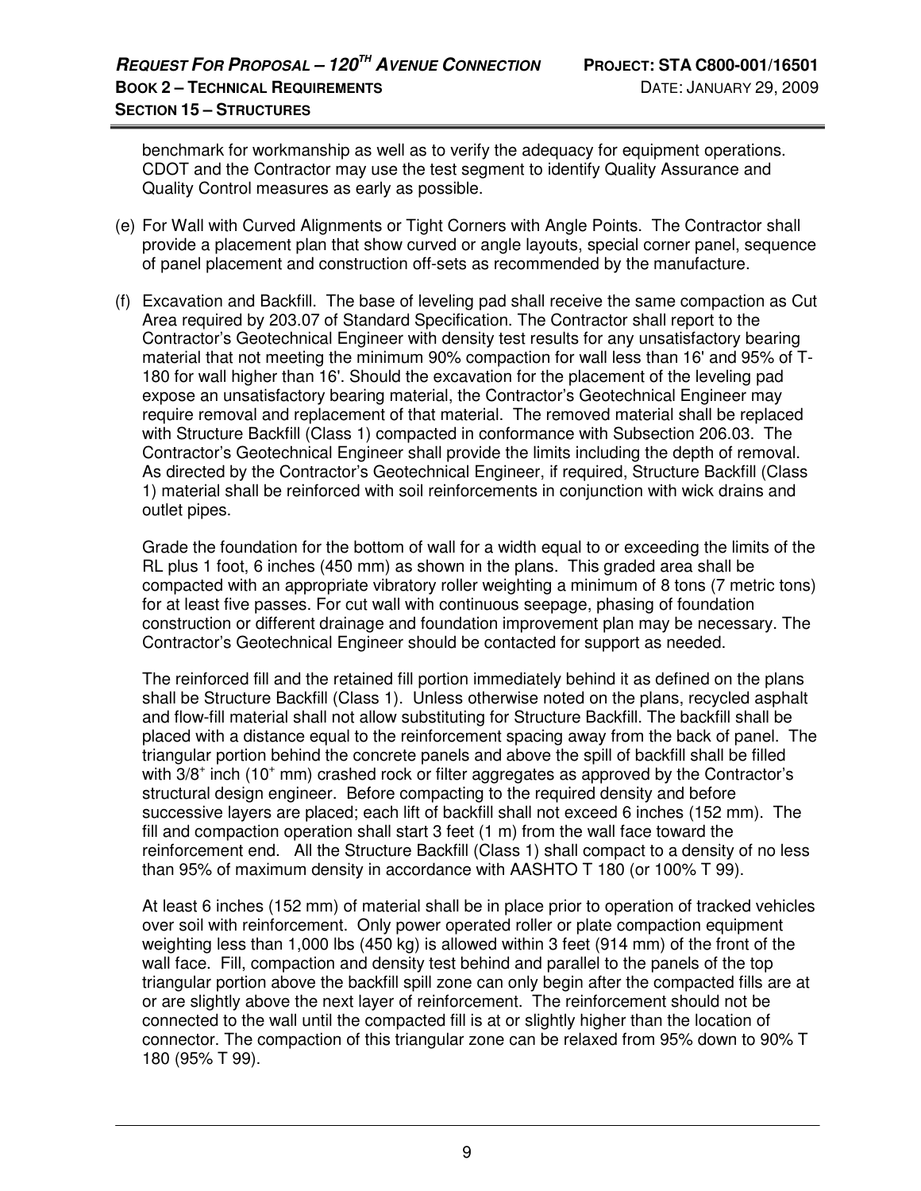benchmark for workmanship as well as to verify the adequacy for equipment operations. CDOT and the Contractor may use the test segment to identify Quality Assurance and Quality Control measures as early as possible.

(e) For Wall with Curved Alignments or Tight Corners with Angle Points. The Contractor shall provide a placement plan that show curved or angle layouts, special corner panel, sequence of panel placement and construction off-sets as recommended by the manufacture.

(f) Excavation and Backfill. The base of leveling pad shall receive the same compaction as Cut Area required by 203.07 of Standard Specification. The Contractor shall report to the Contractor's Geotechnical Engineer with density test results for any unsatisfactory bearing material that not meeting the minimum 90% compaction for wall less than 16' and 95% of T-180 for wall higher than 16'. Should the excavation for the placement of the leveling pad expose an unsatisfactory bearing material, the Contractor's Geotechnical Engineer may require removal and replacement of that material. The removed material shall be replaced with Structure Backfill (Class 1) compacted in conformance with Subsection 206.03. The Contractor's Geotechnical Engineer shall provide the limits including the depth of removal. As directed by the Contractor's Geotechnical Engineer, if required, Structure Backfill (Class 1) material shall be reinforced with soil reinforcements in conjunction with wick drains and outlet pipes.

Grade the foundation for the bottom of wall for a width equal to or exceeding the limits of the RL plus 1 foot, 6 inches (450 mm) as shown in the plans. This graded area shall be compacted with an appropriate vibratory roller weighting a minimum of 8 tons (7 metric tons) for at least five passes. For cut wall with continuous seepage, phasing of foundation construction or different drainage and foundation improvement plan may be necessary. The Contractor's Geotechnical Engineer should be contacted for support as needed.

The reinforced fill and the retained fill portion immediately behind it as defined on the plans shall be Structure Backfill (Class 1). Unless otherwise noted on the plans, recycled asphalt and flow-fill material shall not allow substituting for Structure Backfill. The backfill shall be placed with a distance equal to the reinforcement spacing away from the back of panel. The triangular portion behind the concrete panels and above the spill of backfill shall be filled with 3/8+ inch (10+ mm) crashed rock or filter aggregates as approved by the Contractor's structural design engineer. Before compacting to the required density and before successive layers are placed; each lift of backfill shall not exceed 6 inches (152 mm). The fill and compaction operation shall start 3 feet (1 m) from the wall face toward the reinforcement end. All the Structure Backfill (Class 1) shall compact to a density of no less than 95% of maximum density in accordance with AASHTO T 180 (or 100% T 99).

At least 6 inches (152 mm) of material shall be in place prior to operation of tracked vehicles over soil with reinforcement. Only power operated roller or plate compaction equipment weighting less than 1,000 lbs (450 kg) is allowed within 3 feet (914 mm) of the front of the wall face. Fill, compaction and density test behind and parallel to the panels of the top triangular portion above the backfill spill zone can only begin after the compacted fills are at or are slightly above the next layer of reinforcement. The reinforcement should not be connected to the wall until the compacted fill is at or slightly higher than the location of connector. The compaction of this triangular zone can be relaxed from 95% down to 90% T 180 (95% T 99).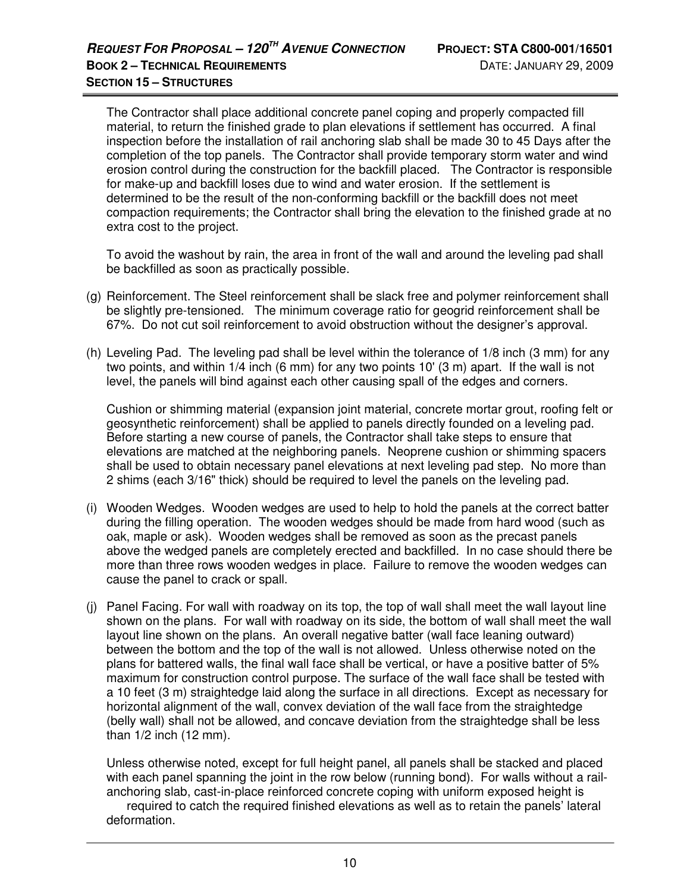The Contractor shall place additional concrete panel coping and properly compacted fill material, to return the finished grade to plan elevations if settlement has occurred. A final inspection before the installation of rail anchoring slab shall be made 30 to 45 Days after the completion of the top panels. The Contractor shall provide temporary storm water and wind erosion control during the construction for the backfill placed. The Contractor is responsible for make-up and backfill loses due to wind and water erosion. If the settlement is determined to be the result of the non-conforming backfill or the backfill does not meet compaction requirements; the Contractor shall bring the elevation to the finished grade at no extra cost to the project.

To avoid the washout by rain, the area in front of the wall and around the leveling pad shall be backfilled as soon as practically possible.

(g) Reinforcement. The Steel reinforcement shall be slack free and polymer reinforcement shall be slightly pre-tensioned. The minimum coverage ratio for geogrid reinforcement shall be 67%. Do not cut soil reinforcement to avoid obstruction without the designer's approval.

(h) Leveling Pad. The leveling pad shall be level within the tolerance of 1/8 inch (3 mm) for any two points, and within 1/4 inch (6 mm) for any two points 10' (3 m) apart. If the wall is not level, the panels will bind against each other causing spall of the edges and corners.

Cushion or shimming material (expansion joint material, concrete mortar grout, roofing felt or geosynthetic reinforcement) shall be applied to panels directly founded on a leveling pad. Before starting a new course of panels, the Contractor shall take steps to ensure that elevations are matched at the neighboring panels. Neoprene cushion or shimming spacers shall be used to obtain necessary panel elevations at next leveling pad step. No more than 2 shims (each 3/16" thick) should be required to level the panels on the leveling pad.

(i) Wooden Wedges. Wooden wedges are used to help to hold the panels at the correct batter during the filling operation. The wooden wedges should be made from hard wood (such as oak, maple or ask). Wooden wedges shall be removed as soon as the precast panels above the wedged panels are completely erected and backfilled. In no case should there be more than three rows wooden wedges in place. Failure to remove the wooden wedges can cause the panel to crack or spall.

(j) Panel Facing. For wall with roadway on its top, the top of wall shall meet the wall layout line shown on the plans. For wall with roadway on its side, the bottom of wall shall meet the wall layout line shown on the plans. An overall negative batter (wall face leaning outward) between the bottom and the top of the wall is not allowed. Unless otherwise noted on the plans for battered walls, the final wall face shall be vertical, or have a positive batter of 5% maximum for construction control purpose. The surface of the wall face shall be tested with a 10 feet (3 m) straightedge laid along the surface in all directions. Except as necessary for horizontal alignment of the wall, convex deviation of the wall face from the straightedge (belly wall) shall not be allowed, and concave deviation from the straightedge shall be less than 1/2 inch (12 mm).

Unless otherwise noted, except for full height panel, all panels shall be stacked and placed with each panel spanning the joint in the row below (running bond). For walls without a rail-anchoring slab, cast-in-place reinforced concrete coping with uniform exposed height is required to catch the required finished elevations as well as to retain the panels' lateral deformation.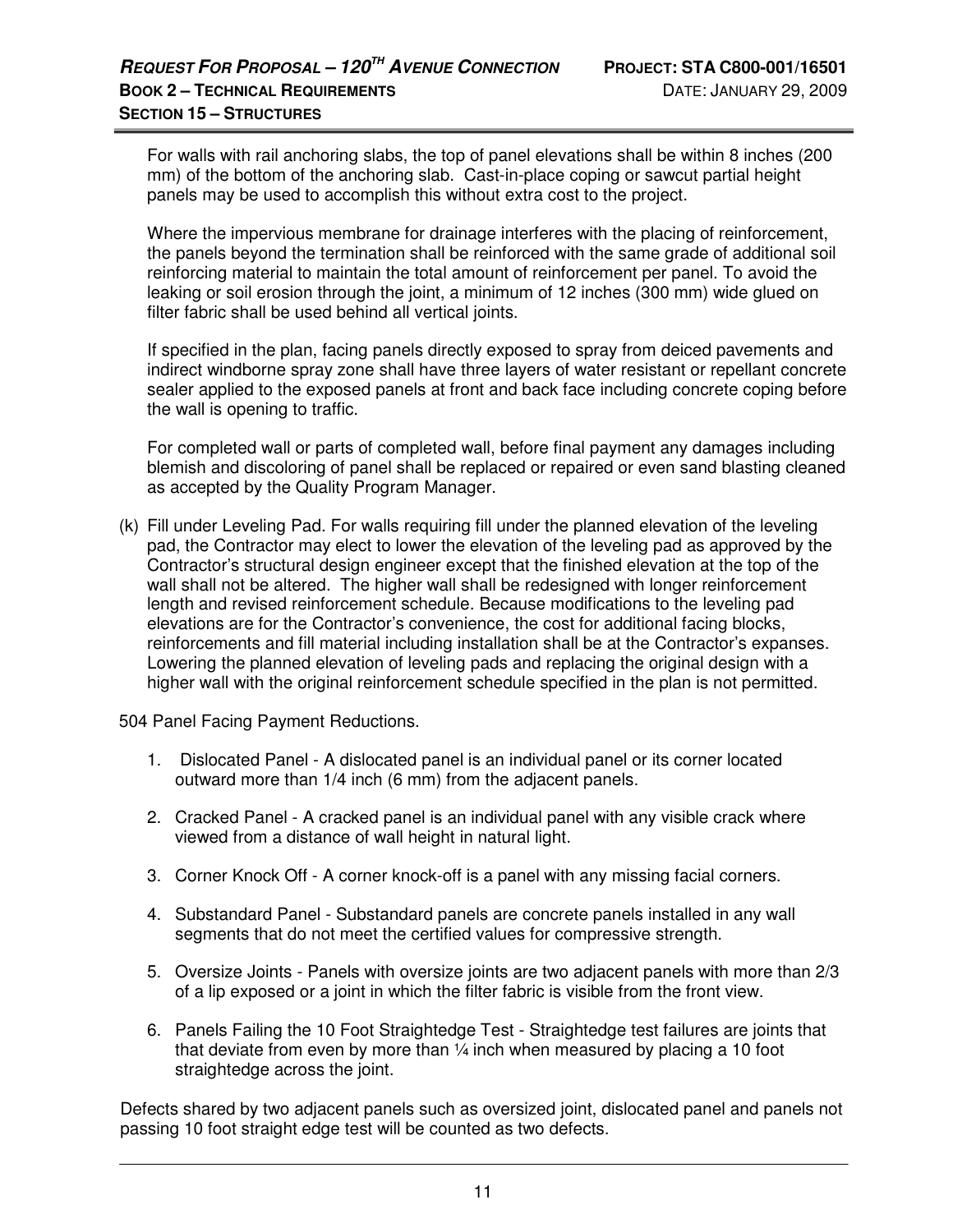For walls with rail anchoring slabs, the top of panel elevations shall be within 8 inches (200 mm) of the bottom of the anchoring slab. Cast-in-place coping or sawcut partial height panels may be used to accomplish this without extra cost to the project.

Where the impervious membrane for drainage interferes with the placing of reinforcement, the panels beyond the termination shall be reinforced with the same grade of additional soil reinforcing material to maintain the total amount of reinforcement per panel. To avoid the leaking or soil erosion through the joint, a minimum of 12 inches (300 mm) wide glued on filter fabric shall be used behind all vertical joints.

If specified in the plan, facing panels directly exposed to spray from deiced pavements and indirect windborne spray zone shall have three layers of water resistant or repellant concrete sealer applied to the exposed panels at front and back face including concrete coping before the wall is opening to traffic.

For completed wall or parts of completed wall, before final payment any damages including blemish and discoloring of panel shall be replaced or repaired or even sand blasting cleaned as accepted by the Quality Program Manager.

(k) Fill under Leveling Pad. For walls requiring fill under the planned elevation of the leveling pad, the Contractor may elect to lower the elevation of the leveling pad as approved by the Contractor's structural design engineer except that the finished elevation at the top of the wall shall not be altered. The higher wall shall be redesigned with longer reinforcement length and revised reinforcement schedule. Because modifications to the leveling pad elevations are for the Contractor's convenience, the cost for additional facing blocks, reinforcements and fill material including installation shall be at the Contractor's expanses. Lowering the planned elevation of leveling pads and replacing the original design with a higher wall with the original reinforcement schedule specified in the plan is not permitted.

504 Panel Facing Payment Reductions.

1. Dislocated Panel - A dislocated panel is an individual panel or its corner located outward more than 1/4 inch (6 mm) from the adjacent panels.

2. Cracked Panel - A cracked panel is an individual panel with any visible crack where viewed from a distance of wall height in natural light.

3. Corner Knock Off - A corner knock-off is a panel with any missing facial corners.

4. Substandard Panel - Substandard panels are concrete panels installed in any wall segments that do not meet the certified values for compressive strength.

5. Oversize Joints - Panels with oversize joints are two adjacent panels with more than 2/3 of a lip exposed or a joint in which the filter fabric is visible from the front view.

6. Panels Failing the 10 Foot Straightedge Test - Straightedge test failures are joints that that deviate from even by more than ¼ inch when measured by placing a 10 foot straightedge across the joint.

Defects shared by two adjacent panels such as oversized joint, dislocated panel and panels not passing 10 foot straight edge test will be counted as two defects.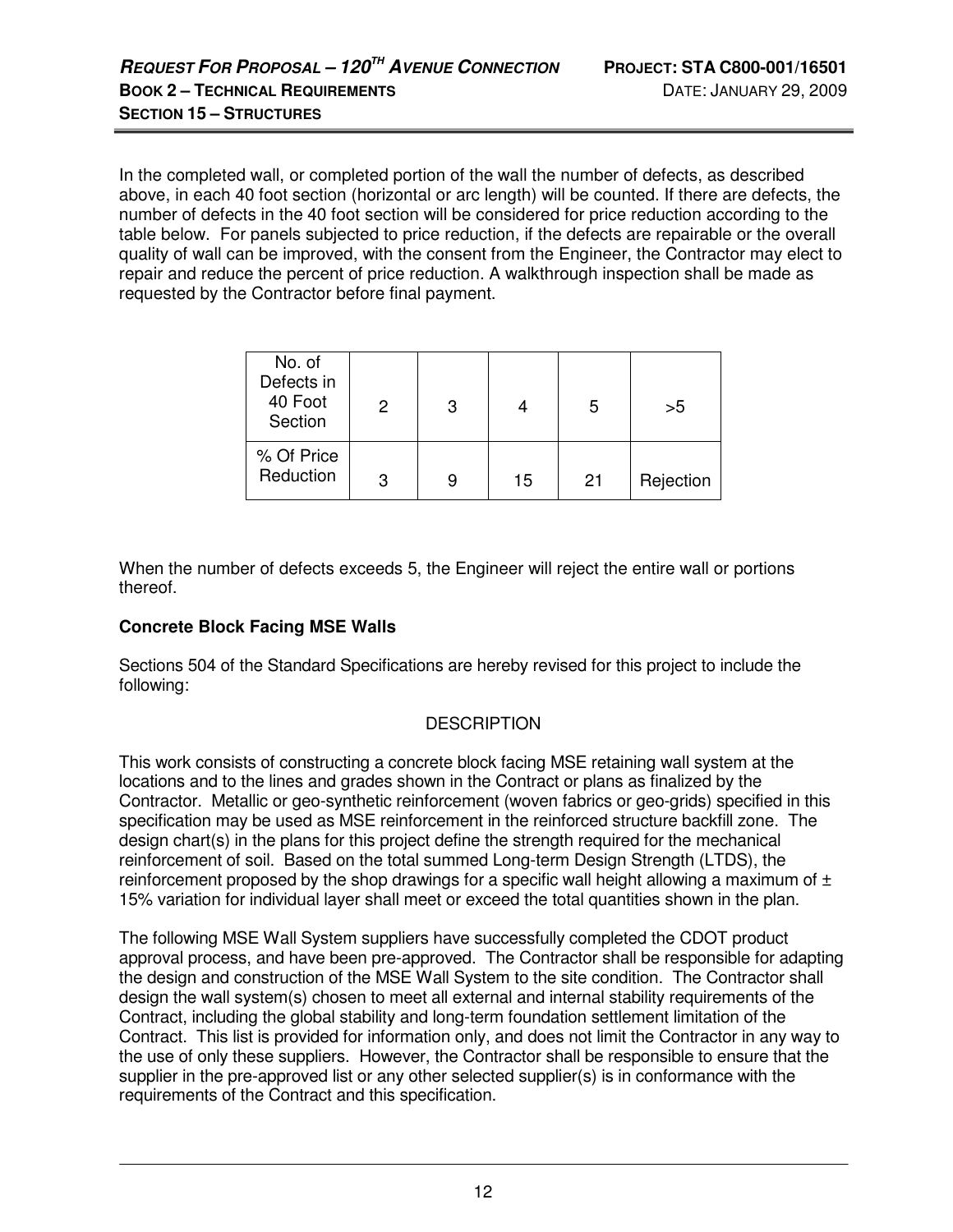In the completed wall, or completed portion of the wall the number of defects, as described above, in each 40 foot section (horizontal or arc length) will be counted. If there are defects, the number of defects in the 40 foot section will be considered for price reduction according to the table below. For panels subjected to price reduction, if the defects are repairable or the overall quality of wall can be improved, with the consent from the Engineer, the Contractor may elect to repair and reduce the percent of price reduction. A walkthrough inspection shall be made as requested by the Contractor before final payment.

| No. of Defects in 40 Foot Section | 2 | 3 | 4 | 5 | >5 |
|---|---|---|---|---|---|
| % Of Price Reduction | 3 | 9 | 15 | 21 | Rejection |

When the number of defects exceeds 5, the Engineer will reject the entire wall or portions thereof.

**Concrete Block Facing MSE Walls**

Sections 504 of the Standard Specifications are hereby revised for this project to include the following:

DESCRIPTION

This work consists of constructing a concrete block facing MSE retaining wall system at the locations and to the lines and grades shown in the Contract or plans as finalized by the Contractor. Metallic or geo-synthetic reinforcement (woven fabrics or geo-grids) specified in this specification may be used as MSE reinforcement in the reinforced structure backfill zone. The design chart(s) in the plans for this project define the strength required for the mechanical reinforcement of soil. Based on the total summed Long-term Design Strength (LTDS), the reinforcement proposed by the shop drawings for a specific wall height allowing a maximum of ± 15% variation for individual layer shall meet or exceed the total quantities shown in the plan.

The following MSE Wall System suppliers have successfully completed the CDOT product approval process, and have been pre-approved. The Contractor shall be responsible for adapting the design and construction of the MSE Wall System to the site condition. The Contractor shall design the wall system(s) chosen to meet all external and internal stability requirements of the Contract, including the global stability and long-term foundation settlement limitation of the Contract. This list is provided for information only, and does not limit the Contractor in any way to the use of only these suppliers. However, the Contractor shall be responsible to ensure that the supplier in the pre-approved list or any other selected supplier(s) is in conformance with the requirements of the Contract and this specification.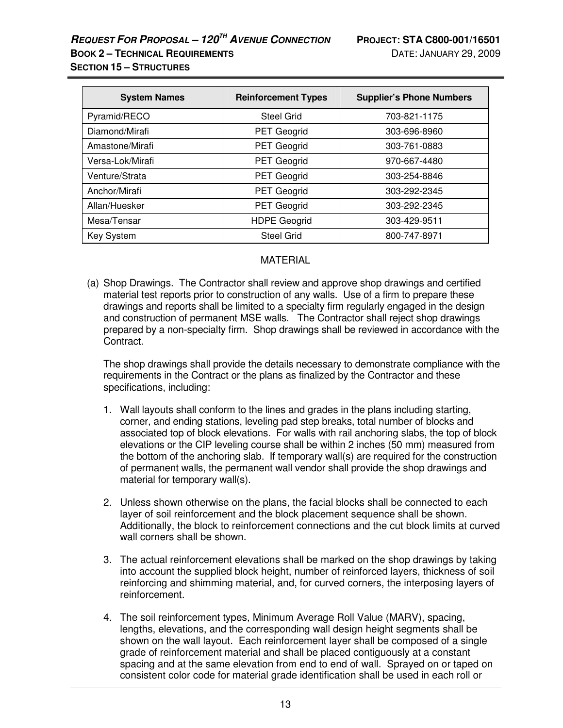| System Names | Reinforcement Types | Supplier's Phone Numbers |
|---|---|---|
| Pyramid/RECO | Steel Grid | 703-821-1175 |
| Diamond/Mirafi | PET Geogrid | 303-696-8960 |
| Amastone/Mirafi | PET Geogrid | 303-761-0883 |
| Versa-Lok/Mirafi | PET Geogrid | 970-667-4480 |
| Venture/Strata | PET Geogrid | 303-254-8846 |
| Anchor/Mirafi | PET Geogrid | 303-292-2345 |
| Allan/Huesker | PET Geogrid | 303-292-2345 |
| Mesa/Tensar | HDPE Geogrid | 303-429-9511 |
| Key System | Steel Grid | 800-747-8971 |

MATERIAL

(a) Shop Drawings. The Contractor shall review and approve shop drawings and certified material test reports prior to construction of any walls. Use of a firm to prepare these drawings and reports shall be limited to a specialty firm regularly engaged in the design and construction of permanent MSE walls. The Contractor shall reject shop drawings prepared by a non-specialty firm. Shop drawings shall be reviewed in accordance with the Contract.

The shop drawings shall provide the details necessary to demonstrate compliance with the requirements in the Contract or the plans as finalized by the Contractor and these specifications, including:

1. Wall layouts shall conform to the lines and grades in the plans including starting, corner, and ending stations, leveling pad step breaks, total number of blocks and associated top of block elevations. For walls with rail anchoring slabs, the top of block elevations or the CIP leveling course shall be within 2 inches (50 mm) measured from the bottom of the anchoring slab. If temporary wall(s) are required for the construction of permanent walls, the permanent wall vendor shall provide the shop drawings and material for temporary wall(s).

2. Unless shown otherwise on the plans, the facial blocks shall be connected to each layer of soil reinforcement and the block placement sequence shall be shown. Additionally, the block to reinforcement connections and the cut block limits at curved wall corners shall be shown.

3. The actual reinforcement elevations shall be marked on the shop drawings by taking into account the supplied block height, number of reinforced layers, thickness of soil reinforcing and shimming material, and, for curved corners, the interposing layers of reinforcement.

4. The soil reinforcement types, Minimum Average Roll Value (MARV), spacing, lengths, elevations, and the corresponding wall design height segments shall be shown on the wall layout. Each reinforcement layer shall be composed of a single grade of reinforcement material and shall be placed contiguously at a constant spacing and at the same elevation from end to end of wall. Sprayed on or taped on consistent color code for material grade identification shall be used in each roll or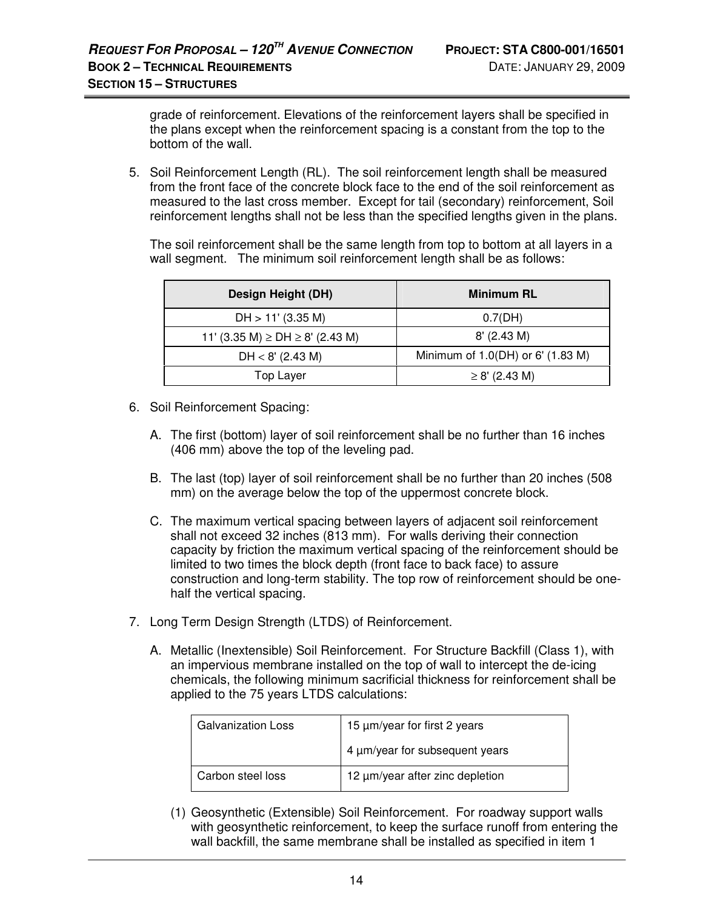grade of reinforcement. Elevations of the reinforcement layers shall be specified in the plans except when the reinforcement spacing is a constant from the top to the bottom of the wall.

5. Soil Reinforcement Length (RL). The soil reinforcement length shall be measured from the front face of the concrete block face to the end of the soil reinforcement as measured to the last cross member. Except for tail (secondary) reinforcement, Soil reinforcement lengths shall not be less than the specified lengths given in the plans.

   The soil reinforcement shall be the same length from top to bottom at all layers in a wall segment. The minimum soil reinforcement length shall be as follows:

| Design Height (DH) | Minimum RL |
|---|---|
| DH > 11' (3.35 M) | 0.7(DH) |
| 11' (3.35 M) ≥ DH ≥ 8' (2.43 M) | 8' (2.43 M) |
| DH < 8' (2.43 M) | Minimum of 1.0(DH) or 6' (1.83 M) |
| Top Layer | ≥ 8' (2.43 M) |

6. Soil Reinforcement Spacing:

   A. The first (bottom) layer of soil reinforcement shall be no further than 16 inches (406 mm) above the top of the leveling pad.

   B. The last (top) layer of soil reinforcement shall be no further than 20 inches (508 mm) on the average below the top of the uppermost concrete block.

   C. The maximum vertical spacing between layers of adjacent soil reinforcement shall not exceed 32 inches (813 mm). For walls deriving their connection capacity by friction the maximum vertical spacing of the reinforcement should be limited to two times the block depth (front face to back face) to assure construction and long-term stability. The top row of reinforcement should be one-half the vertical spacing.

7. Long Term Design Strength (LTDS) of Reinforcement.

   A. Metallic (Inextensible) Soil Reinforcement. For Structure Backfill (Class 1), with an impervious membrane installed on the top of wall to intercept the de-icing chemicals, the following minimum sacrificial thickness for reinforcement shall be applied to the 75 years LTDS calculations:

| Galvanization Loss | 15 µm/year for first 2 years<br>4 µm/year for subsequent years |
|---|---|
| Carbon steel loss | 12 µm/year after zinc depletion |

   (1) Geosynthetic (Extensible) Soil Reinforcement. For roadway support walls with geosynthetic reinforcement, to keep the surface runoff from entering the wall backfill, the same membrane shall be installed as specified in item 1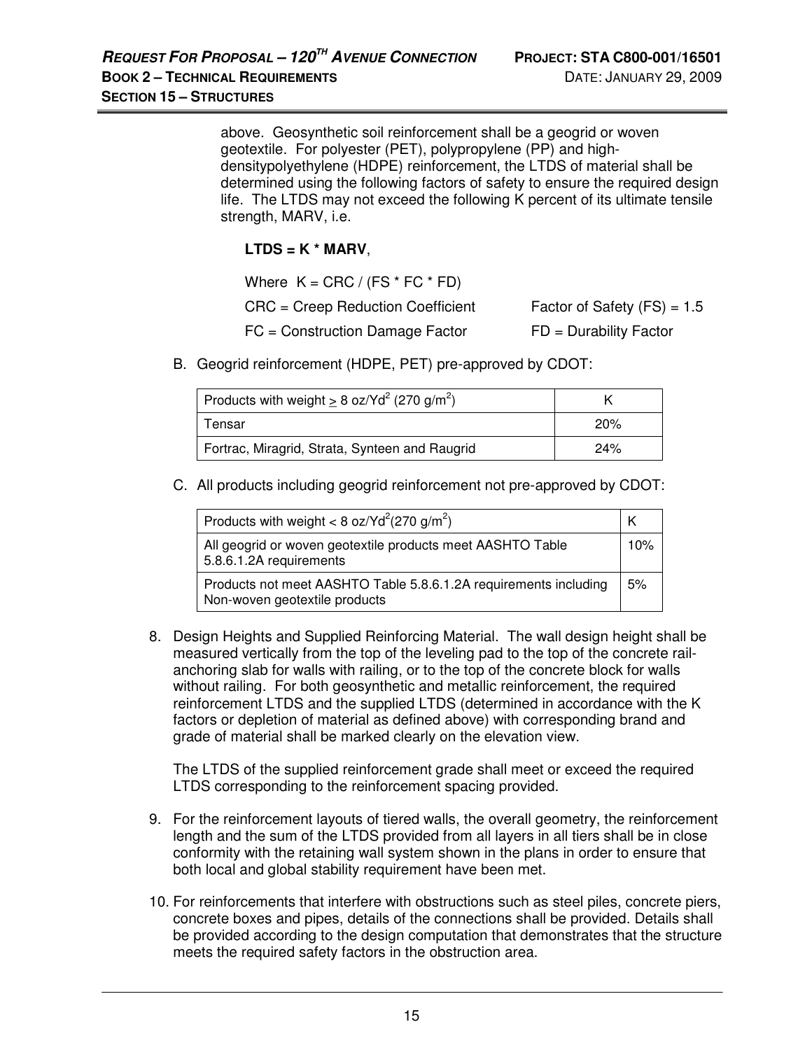above. Geosynthetic soil reinforcement shall be a geogrid or woven geotextile. For polyester (PET), polypropylene (PP) and high-densitypolyethylene (HDPE) reinforcement, the LTDS of material shall be determined using the following factors of safety to ensure the required design life. The LTDS may not exceed the following K percent of its ultimate tensile strength, MARV, i.e.

**LTDS = K * MARV**,

Where K = CRC / (FS * FC * FD)

CRC = Creep Reduction Coefficient — Factor of Safety (FS) = 1.5

FC = Construction Damage Factor — FD = Durability Factor

B. Geogrid reinforcement (HDPE, PET) pre-approved by CDOT:

| Products with weight $\geq$ 8 oz/Yd$^2$ (270 g/m$^2$) | K |
|---|---|
| Tensar | 20% |
| Fortrac, Miragrid, Strata, Synteen and Raugrid | 24% |

C. All products including geogrid reinforcement not pre-approved by CDOT:

| Products with weight < 8 oz/Yd$^2$(270 g/m$^2$) | K |
|---|---|
| All geogrid or woven geotextile products meet AASHTO Table 5.8.6.1.2A requirements | 10% |
| Products not meet AASHTO Table 5.8.6.1.2A requirements including Non-woven geotextile products | 5% |

8. Design Heights and Supplied Reinforcing Material. The wall design height shall be measured vertically from the top of the leveling pad to the top of the concrete rail-anchoring slab for walls with railing, or to the top of the concrete block for walls without railing. For both geosynthetic and metallic reinforcement, the required reinforcement LTDS and the supplied LTDS (determined in accordance with the K factors or depletion of material as defined above) with corresponding brand and grade of material shall be marked clearly on the elevation view.

   The LTDS of the supplied reinforcement grade shall meet or exceed the required LTDS corresponding to the reinforcement spacing provided.

9. For the reinforcement layouts of tiered walls, the overall geometry, the reinforcement length and the sum of the LTDS provided from all layers in all tiers shall be in close conformity with the retaining wall system shown in the plans in order to ensure that both local and global stability requirement have been met.

10. For reinforcements that interfere with obstructions such as steel piles, concrete piers, concrete boxes and pipes, details of the connections shall be provided. Details shall be provided according to the design computation that demonstrates that the structure meets the required safety factors in the obstruction area.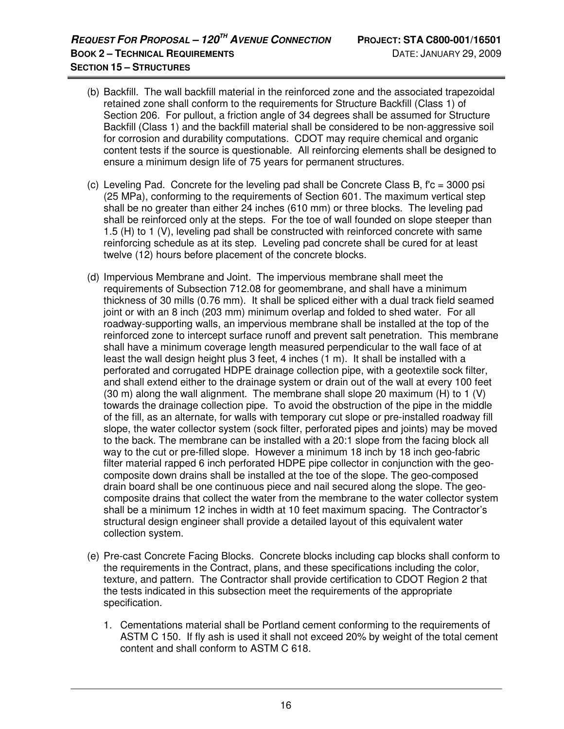(b) Backfill. The wall backfill material in the reinforced zone and the associated trapezoidal retained zone shall conform to the requirements for Structure Backfill (Class 1) of Section 206. For pullout, a friction angle of 34 degrees shall be assumed for Structure Backfill (Class 1) and the backfill material shall be considered to be non-aggressive soil for corrosion and durability computations. CDOT may require chemical and organic content tests if the source is questionable. All reinforcing elements shall be designed to ensure a minimum design life of 75 years for permanent structures.

(c) Leveling Pad. Concrete for the leveling pad shall be Concrete Class B, f'c = 3000 psi (25 MPa), conforming to the requirements of Section 601. The maximum vertical step shall be no greater than either 24 inches (610 mm) or three blocks. The leveling pad shall be reinforced only at the steps. For the toe of wall founded on slope steeper than 1.5 (H) to 1 (V), leveling pad shall be constructed with reinforced concrete with same reinforcing schedule as at its step. Leveling pad concrete shall be cured for at least twelve (12) hours before placement of the concrete blocks.

(d) Impervious Membrane and Joint. The impervious membrane shall meet the requirements of Subsection 712.08 for geomembrane, and shall have a minimum thickness of 30 mills (0.76 mm). It shall be spliced either with a dual track field seamed joint or with an 8 inch (203 mm) minimum overlap and folded to shed water. For all roadway-supporting walls, an impervious membrane shall be installed at the top of the reinforced zone to intercept surface runoff and prevent salt penetration. This membrane shall have a minimum coverage length measured perpendicular to the wall face of at least the wall design height plus 3 feet, 4 inches (1 m). It shall be installed with a perforated and corrugated HDPE drainage collection pipe, with a geotextile sock filter, and shall extend either to the drainage system or drain out of the wall at every 100 feet (30 m) along the wall alignment. The membrane shall slope 20 maximum (H) to 1 (V) towards the drainage collection pipe. To avoid the obstruction of the pipe in the middle of the fill, as an alternate, for walls with temporary cut slope or pre-installed roadway fill slope, the water collector system (sock filter, perforated pipes and joints) may be moved to the back. The membrane can be installed with a 20:1 slope from the facing block all way to the cut or pre-filled slope. However a minimum 18 inch by 18 inch geo-fabric filter material rapped 6 inch perforated HDPE pipe collector in conjunction with the geo-composite down drains shall be installed at the toe of the slope. The geo-composed drain board shall be one continuous piece and nail secured along the slope. The geo-composite drains that collect the water from the membrane to the water collector system shall be a minimum 12 inches in width at 10 feet maximum spacing. The Contractor's structural design engineer shall provide a detailed layout of this equivalent water collection system.

(e) Pre-cast Concrete Facing Blocks. Concrete blocks including cap blocks shall conform to the requirements in the Contract, plans, and these specifications including the color, texture, and pattern. The Contractor shall provide certification to CDOT Region 2 that the tests indicated in this subsection meet the requirements of the appropriate specification.

1. Cementations material shall be Portland cement conforming to the requirements of ASTM C 150. If fly ash is used it shall not exceed 20% by weight of the total cement content and shall conform to ASTM C 618.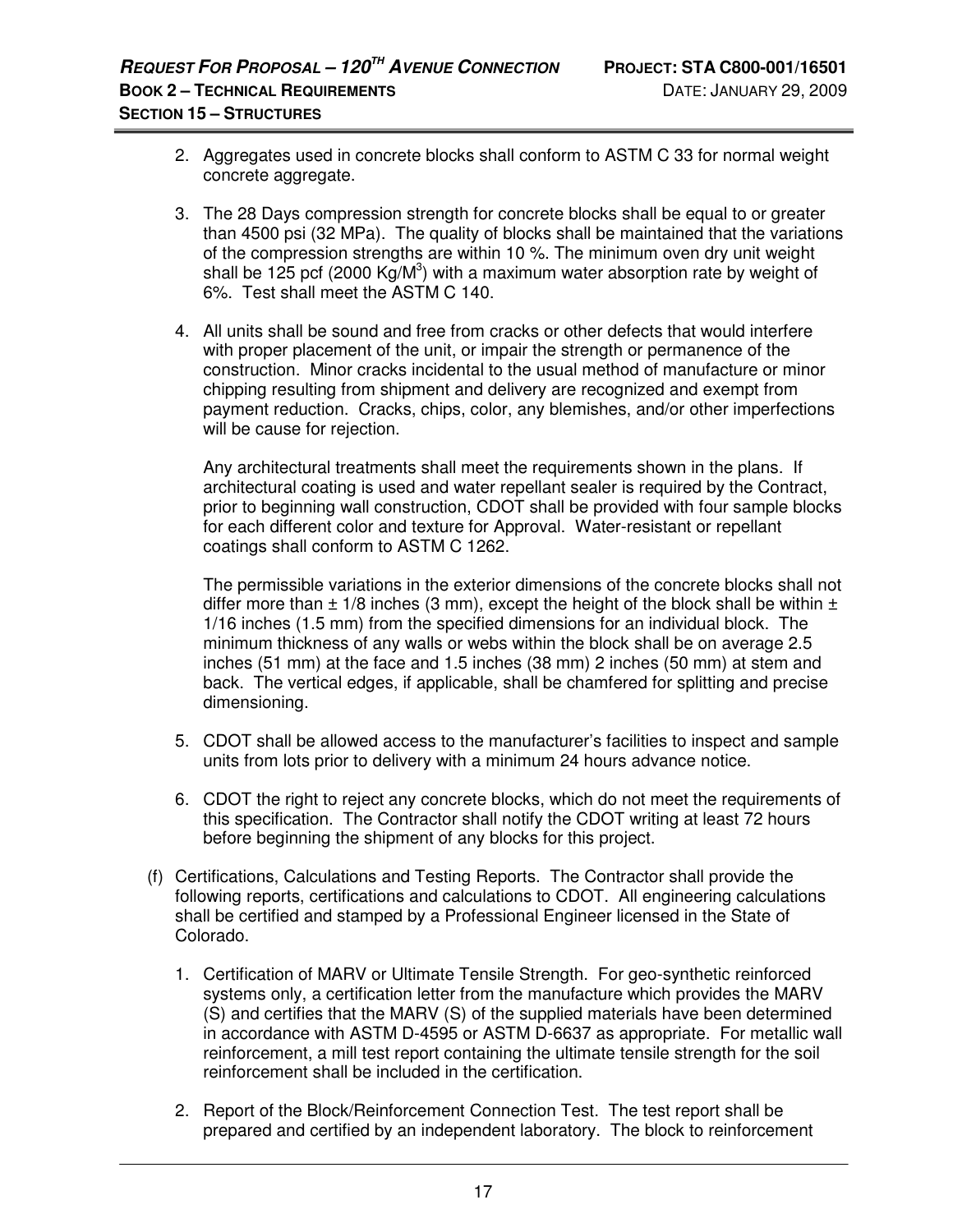2. Aggregates used in concrete blocks shall conform to ASTM C 33 for normal weight concrete aggregate.

3. The 28 Days compression strength for concrete blocks shall be equal to or greater than 4500 psi (32 MPa). The quality of blocks shall be maintained that the variations of the compression strengths are within 10 %. The minimum oven dry unit weight shall be 125 pcf (2000 $Kg/M^3$) with a maximum water absorption rate by weight of 6%. Test shall meet the ASTM C 140.

4. All units shall be sound and free from cracks or other defects that would interfere with proper placement of the unit, or impair the strength or permanence of the construction. Minor cracks incidental to the usual method of manufacture or minor chipping resulting from shipment and delivery are recognized and exempt from payment reduction. Cracks, chips, color, any blemishes, and/or other imperfections will be cause for rejection.

   Any architectural treatments shall meet the requirements shown in the plans. If architectural coating is used and water repellant sealer is required by the Contract, prior to beginning wall construction, CDOT shall be provided with four sample blocks for each different color and texture for Approval. Water-resistant or repellant coatings shall conform to ASTM C 1262.

   The permissible variations in the exterior dimensions of the concrete blocks shall not differ more than ± 1/8 inches (3 mm), except the height of the block shall be within ± 1/16 inches (1.5 mm) from the specified dimensions for an individual block. The minimum thickness of any walls or webs within the block shall be on average 2.5 inches (51 mm) at the face and 1.5 inches (38 mm) 2 inches (50 mm) at stem and back. The vertical edges, if applicable, shall be chamfered for splitting and precise dimensioning.

5. CDOT shall be allowed access to the manufacturer's facilities to inspect and sample units from lots prior to delivery with a minimum 24 hours advance notice.

6. CDOT the right to reject any concrete blocks, which do not meet the requirements of this specification. The Contractor shall notify the CDOT writing at least 72 hours before beginning the shipment of any blocks for this project.

(f) Certifications, Calculations and Testing Reports. The Contractor shall provide the following reports, certifications and calculations to CDOT. All engineering calculations shall be certified and stamped by a Professional Engineer licensed in the State of Colorado.

1. Certification of MARV or Ultimate Tensile Strength. For geo-synthetic reinforced systems only, a certification letter from the manufacture which provides the MARV (S) and certifies that the MARV (S) of the supplied materials have been determined in accordance with ASTM D-4595 or ASTM D-6637 as appropriate. For metallic wall reinforcement, a mill test report containing the ultimate tensile strength for the soil reinforcement shall be included in the certification.

2. Report of the Block/Reinforcement Connection Test. The test report shall be prepared and certified by an independent laboratory. The block to reinforcement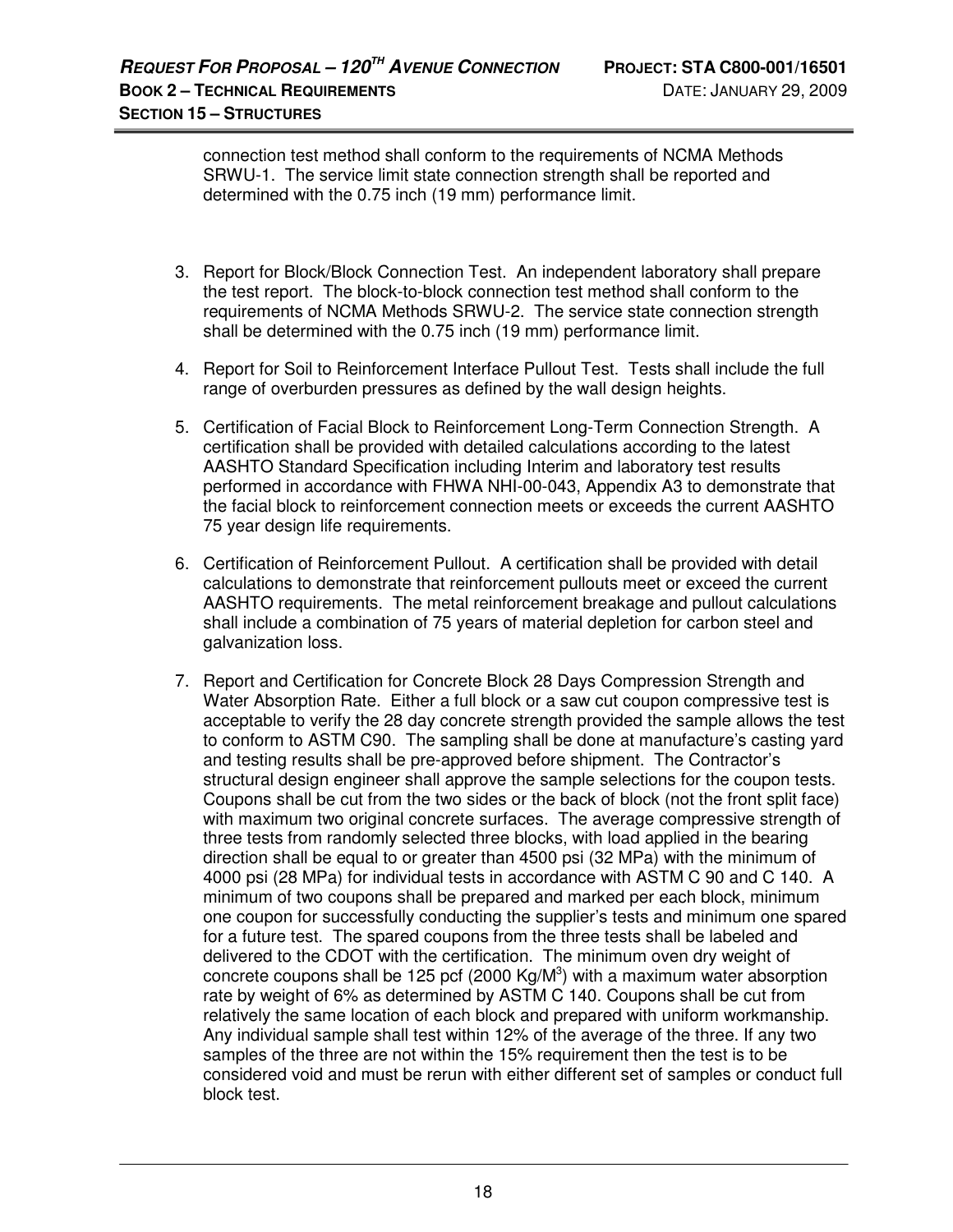connection test method shall conform to the requirements of NCMA Methods SRWU-1. The service limit state connection strength shall be reported and determined with the 0.75 inch (19 mm) performance limit.

3. Report for Block/Block Connection Test. An independent laboratory shall prepare the test report. The block-to-block connection test method shall conform to the requirements of NCMA Methods SRWU-2. The service state connection strength shall be determined with the 0.75 inch (19 mm) performance limit.
4. Report for Soil to Reinforcement Interface Pullout Test. Tests shall include the full range of overburden pressures as defined by the wall design heights.
5. Certification of Facial Block to Reinforcement Long-Term Connection Strength. A certification shall be provided with detailed calculations according to the latest AASHTO Standard Specification including Interim and laboratory test results performed in accordance with FHWA NHI-00-043, Appendix A3 to demonstrate that the facial block to reinforcement connection meets or exceeds the current AASHTO 75 year design life requirements.
6. Certification of Reinforcement Pullout. A certification shall be provided with detail calculations to demonstrate that reinforcement pullouts meet or exceed the current AASHTO requirements. The metal reinforcement breakage and pullout calculations shall include a combination of 75 years of material depletion for carbon steel and galvanization loss.
7. Report and Certification for Concrete Block 28 Days Compression Strength and Water Absorption Rate. Either a full block or a saw cut coupon compressive test is acceptable to verify the 28 day concrete strength provided the sample allows the test to conform to ASTM C90. The sampling shall be done at manufacture's casting yard and testing results shall be pre-approved before shipment. The Contractor's structural design engineer shall approve the sample selections for the coupon tests. Coupons shall be cut from the two sides or the back of block (not the front split face) with maximum two original concrete surfaces. The average compressive strength of three tests from randomly selected three blocks, with load applied in the bearing direction shall be equal to or greater than 4500 psi (32 MPa) with the minimum of 4000 psi (28 MPa) for individual tests in accordance with ASTM C 90 and C 140. A minimum of two coupons shall be prepared and marked per each block, minimum one coupon for successfully conducting the supplier's tests and minimum one spared for a future test. The spared coupons from the three tests shall be labeled and delivered to the CDOT with the certification. The minimum oven dry weight of concrete coupons shall be 125 pcf (2000 Kg/M$^3$) with a maximum water absorption rate by weight of 6% as determined by ASTM C 140. Coupons shall be cut from relatively the same location of each block and prepared with uniform workmanship. Any individual sample shall test within 12% of the average of the three. If any two samples of the three are not within the 15% requirement then the test is to be considered void and must be rerun with either different set of samples or conduct full block test.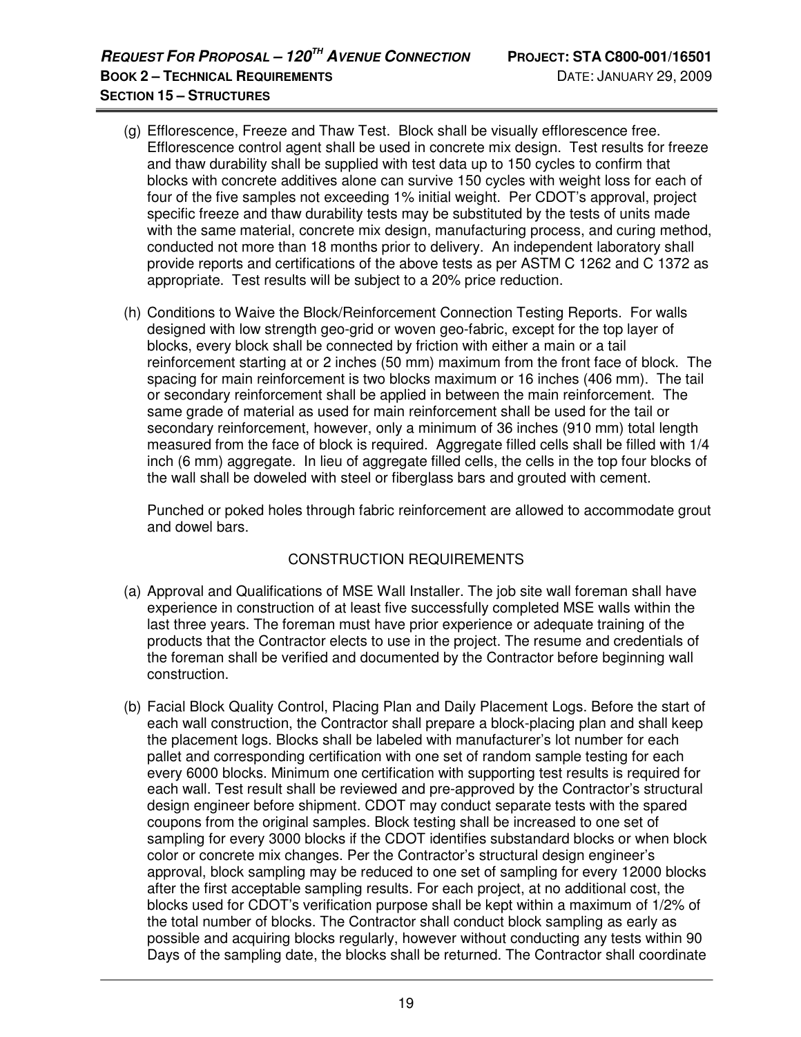(g) Efflorescence, Freeze and Thaw Test. Block shall be visually efflorescence free. Efflorescence control agent shall be used in concrete mix design. Test results for freeze and thaw durability shall be supplied with test data up to 150 cycles to confirm that blocks with concrete additives alone can survive 150 cycles with weight loss for each of four of the five samples not exceeding 1% initial weight. Per CDOT's approval, project specific freeze and thaw durability tests may be substituted by the tests of units made with the same material, concrete mix design, manufacturing process, and curing method, conducted not more than 18 months prior to delivery. An independent laboratory shall provide reports and certifications of the above tests as per ASTM C 1262 and C 1372 as appropriate. Test results will be subject to a 20% price reduction.

(h) Conditions to Waive the Block/Reinforcement Connection Testing Reports. For walls designed with low strength geo-grid or woven geo-fabric, except for the top layer of blocks, every block shall be connected by friction with either a main or a tail reinforcement starting at or 2 inches (50 mm) maximum from the front face of block. The spacing for main reinforcement is two blocks maximum or 16 inches (406 mm). The tail or secondary reinforcement shall be applied in between the main reinforcement. The same grade of material as used for main reinforcement shall be used for the tail or secondary reinforcement, however, only a minimum of 36 inches (910 mm) total length measured from the face of block is required. Aggregate filled cells shall be filled with 1/4 inch (6 mm) aggregate. In lieu of aggregate filled cells, the cells in the top four blocks of the wall shall be doweled with steel or fiberglass bars and grouted with cement.

Punched or poked holes through fabric reinforcement are allowed to accommodate grout and dowel bars.

CONSTRUCTION REQUIREMENTS

(a) Approval and Qualifications of MSE Wall Installer. The job site wall foreman shall have experience in construction of at least five successfully completed MSE walls within the last three years. The foreman must have prior experience or adequate training of the products that the Contractor elects to use in the project. The resume and credentials of the foreman shall be verified and documented by the Contractor before beginning wall construction.

(b) Facial Block Quality Control, Placing Plan and Daily Placement Logs. Before the start of each wall construction, the Contractor shall prepare a block-placing plan and shall keep the placement logs. Blocks shall be labeled with manufacturer's lot number for each pallet and corresponding certification with one set of random sample testing for each every 6000 blocks. Minimum one certification with supporting test results is required for each wall. Test result shall be reviewed and pre-approved by the Contractor's structural design engineer before shipment. CDOT may conduct separate tests with the spared coupons from the original samples. Block testing shall be increased to one set of sampling for every 3000 blocks if the CDOT identifies substandard blocks or when block color or concrete mix changes. Per the Contractor's structural design engineer's approval, block sampling may be reduced to one set of sampling for every 12000 blocks after the first acceptable sampling results. For each project, at no additional cost, the blocks used for CDOT's verification purpose shall be kept within a maximum of 1/2% of the total number of blocks. The Contractor shall conduct block sampling as early as possible and acquiring blocks regularly, however without conducting any tests within 90 Days of the sampling date, the blocks shall be returned. The Contractor shall coordinate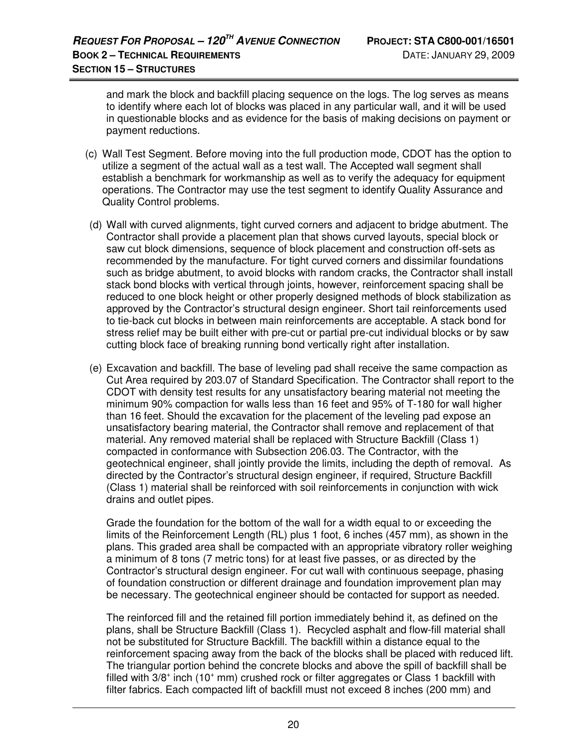and mark the block and backfill placing sequence on the logs. The log serves as means to identify where each lot of blocks was placed in any particular wall, and it will be used in questionable blocks and as evidence for the basis of making decisions on payment or payment reductions.

(c) Wall Test Segment. Before moving into the full production mode, CDOT has the option to utilize a segment of the actual wall as a test wall. The Accepted wall segment shall establish a benchmark for workmanship as well as to verify the adequacy for equipment operations. The Contractor may use the test segment to identify Quality Assurance and Quality Control problems.

(d) Wall with curved alignments, tight curved corners and adjacent to bridge abutment. The Contractor shall provide a placement plan that shows curved layouts, special block or saw cut block dimensions, sequence of block placement and construction off-sets as recommended by the manufacture. For tight curved corners and dissimilar foundations such as bridge abutment, to avoid blocks with random cracks, the Contractor shall install stack bond blocks with vertical through joints, however, reinforcement spacing shall be reduced to one block height or other properly designed methods of block stabilization as approved by the Contractor's structural design engineer. Short tail reinforcements used to tie-back cut blocks in between main reinforcements are acceptable. A stack bond for stress relief may be built either with pre-cut or partial pre-cut individual blocks or by saw cutting block face of breaking running bond vertically right after installation.

(e) Excavation and backfill. The base of leveling pad shall receive the same compaction as Cut Area required by 203.07 of Standard Specification. The Contractor shall report to the CDOT with density test results for any unsatisfactory bearing material not meeting the minimum 90% compaction for walls less than 16 feet and 95% of T-180 for wall higher than 16 feet. Should the excavation for the placement of the leveling pad expose an unsatisfactory bearing material, the Contractor shall remove and replacement of that material. Any removed material shall be replaced with Structure Backfill (Class 1) compacted in conformance with Subsection 206.03. The Contractor, with the geotechnical engineer, shall jointly provide the limits, including the depth of removal. As directed by the Contractor's structural design engineer, if required, Structure Backfill (Class 1) material shall be reinforced with soil reinforcements in conjunction with wick drains and outlet pipes.

Grade the foundation for the bottom of the wall for a width equal to or exceeding the limits of the Reinforcement Length (RL) plus 1 foot, 6 inches (457 mm), as shown in the plans. This graded area shall be compacted with an appropriate vibratory roller weighing a minimum of 8 tons (7 metric tons) for at least five passes, or as directed by the Contractor's structural design engineer. For cut wall with continuous seepage, phasing of foundation construction or different drainage and foundation improvement plan may be necessary. The geotechnical engineer should be contacted for support as needed.

The reinforced fill and the retained fill portion immediately behind it, as defined on the plans, shall be Structure Backfill (Class 1). Recycled asphalt and flow-fill material shall not be substituted for Structure Backfill. The backfill within a distance equal to the reinforcement spacing away from the back of the blocks shall be placed with reduced lift. The triangular portion behind the concrete blocks and above the spill of backfill shall be filled with $3/8^{+}$ inch ($10^{+}$ mm) crushed rock or filter aggregates or Class 1 backfill with filter fabrics. Each compacted lift of backfill must not exceed 8 inches (200 mm) and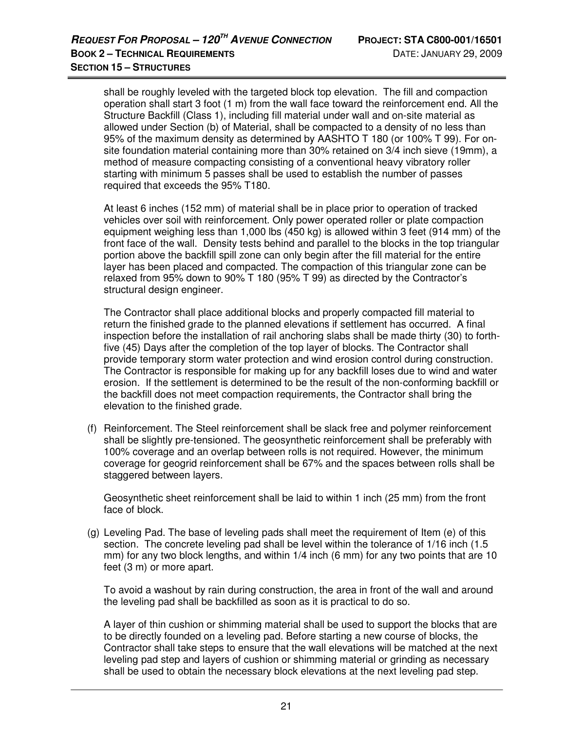shall be roughly leveled with the targeted block top elevation. The fill and compaction operation shall start 3 foot (1 m) from the wall face toward the reinforcement end. All the Structure Backfill (Class 1), including fill material under wall and on-site material as allowed under Section (b) of Material, shall be compacted to a density of no less than 95% of the maximum density as determined by AASHTO T 180 (or 100% T 99). For on-site foundation material containing more than 30% retained on 3/4 inch sieve (19mm), a method of measure compacting consisting of a conventional heavy vibratory roller starting with minimum 5 passes shall be used to establish the number of passes required that exceeds the 95% T180.

At least 6 inches (152 mm) of material shall be in place prior to operation of tracked vehicles over soil with reinforcement. Only power operated roller or plate compaction equipment weighing less than 1,000 lbs (450 kg) is allowed within 3 feet (914 mm) of the front face of the wall. Density tests behind and parallel to the blocks in the top triangular portion above the backfill spill zone can only begin after the fill material for the entire layer has been placed and compacted. The compaction of this triangular zone can be relaxed from 95% down to 90% T 180 (95% T 99) as directed by the Contractor's structural design engineer.

The Contractor shall place additional blocks and properly compacted fill material to return the finished grade to the planned elevations if settlement has occurred. A final inspection before the installation of rail anchoring slabs shall be made thirty (30) to forth-five (45) Days after the completion of the top layer of blocks. The Contractor shall provide temporary storm water protection and wind erosion control during construction. The Contractor is responsible for making up for any backfill loses due to wind and water erosion. If the settlement is determined to be the result of the non-conforming backfill or the backfill does not meet compaction requirements, the Contractor shall bring the elevation to the finished grade.

(f) Reinforcement. The Steel reinforcement shall be slack free and polymer reinforcement shall be slightly pre-tensioned. The geosynthetic reinforcement shall be preferably with 100% coverage and an overlap between rolls is not required. However, the minimum coverage for geogrid reinforcement shall be 67% and the spaces between rolls shall be staggered between layers.

Geosynthetic sheet reinforcement shall be laid to within 1 inch (25 mm) from the front face of block.

(g) Leveling Pad. The base of leveling pads shall meet the requirement of Item (e) of this section. The concrete leveling pad shall be level within the tolerance of 1/16 inch (1.5 mm) for any two block lengths, and within 1/4 inch (6 mm) for any two points that are 10 feet (3 m) or more apart.

To avoid a washout by rain during construction, the area in front of the wall and around the leveling pad shall be backfilled as soon as it is practical to do so.

A layer of thin cushion or shimming material shall be used to support the blocks that are to be directly founded on a leveling pad. Before starting a new course of blocks, the Contractor shall take steps to ensure that the wall elevations will be matched at the next leveling pad step and layers of cushion or shimming material or grinding as necessary shall be used to obtain the necessary block elevations at the next leveling pad step.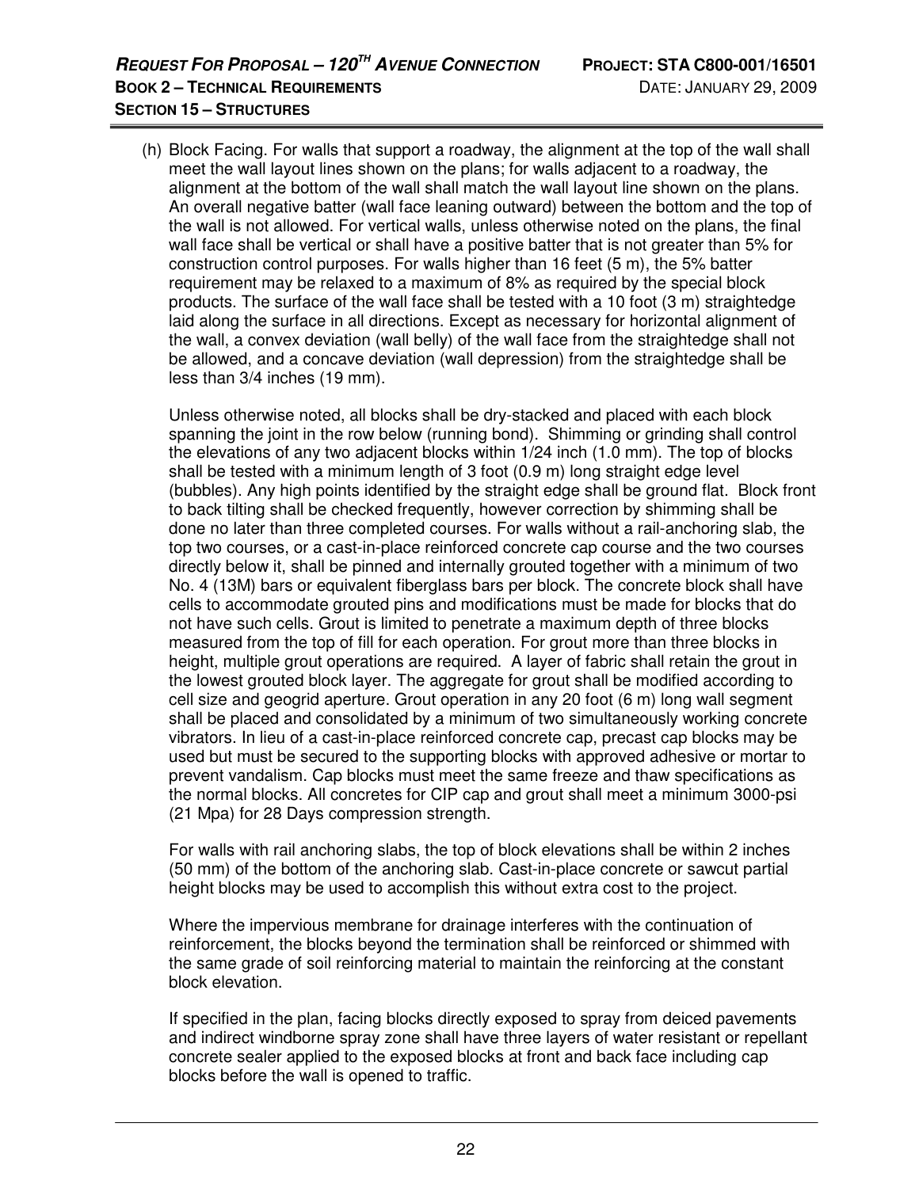(h) Block Facing. For walls that support a roadway, the alignment at the top of the wall shall meet the wall layout lines shown on the plans; for walls adjacent to a roadway, the alignment at the bottom of the wall shall match the wall layout line shown on the plans. An overall negative batter (wall face leaning outward) between the bottom and the top of the wall is not allowed. For vertical walls, unless otherwise noted on the plans, the final wall face shall be vertical or shall have a positive batter that is not greater than 5% for construction control purposes. For walls higher than 16 feet (5 m), the 5% batter requirement may be relaxed to a maximum of 8% as required by the special block products. The surface of the wall face shall be tested with a 10 foot (3 m) straightedge laid along the surface in all directions. Except as necessary for horizontal alignment of the wall, a convex deviation (wall belly) of the wall face from the straightedge shall not be allowed, and a concave deviation (wall depression) from the straightedge shall be less than 3/4 inches (19 mm).

Unless otherwise noted, all blocks shall be dry-stacked and placed with each block spanning the joint in the row below (running bond). Shimming or grinding shall control the elevations of any two adjacent blocks within 1/24 inch (1.0 mm). The top of blocks shall be tested with a minimum length of 3 foot (0.9 m) long straight edge level (bubbles). Any high points identified by the straight edge shall be ground flat. Block front to back tilting shall be checked frequently, however correction by shimming shall be done no later than three completed courses. For walls without a rail-anchoring slab, the top two courses, or a cast-in-place reinforced concrete cap course and the two courses directly below it, shall be pinned and internally grouted together with a minimum of two No. 4 (13M) bars or equivalent fiberglass bars per block. The concrete block shall have cells to accommodate grouted pins and modifications must be made for blocks that do not have such cells. Grout is limited to penetrate a maximum depth of three blocks measured from the top of fill for each operation. For grout more than three blocks in height, multiple grout operations are required. A layer of fabric shall retain the grout in the lowest grouted block layer. The aggregate for grout shall be modified according to cell size and geogrid aperture. Grout operation in any 20 foot (6 m) long wall segment shall be placed and consolidated by a minimum of two simultaneously working concrete vibrators. In lieu of a cast-in-place reinforced concrete cap, precast cap blocks may be used but must be secured to the supporting blocks with approved adhesive or mortar to prevent vandalism. Cap blocks must meet the same freeze and thaw specifications as the normal blocks. All concretes for CIP cap and grout shall meet a minimum 3000-psi (21 Mpa) for 28 Days compression strength.

For walls with rail anchoring slabs, the top of block elevations shall be within 2 inches (50 mm) of the bottom of the anchoring slab. Cast-in-place concrete or sawcut partial height blocks may be used to accomplish this without extra cost to the project.

Where the impervious membrane for drainage interferes with the continuation of reinforcement, the blocks beyond the termination shall be reinforced or shimmed with the same grade of soil reinforcing material to maintain the reinforcing at the constant block elevation.

If specified in the plan, facing blocks directly exposed to spray from deiced pavements and indirect windborne spray zone shall have three layers of water resistant or repellant concrete sealer applied to the exposed blocks at front and back face including cap blocks before the wall is opened to traffic.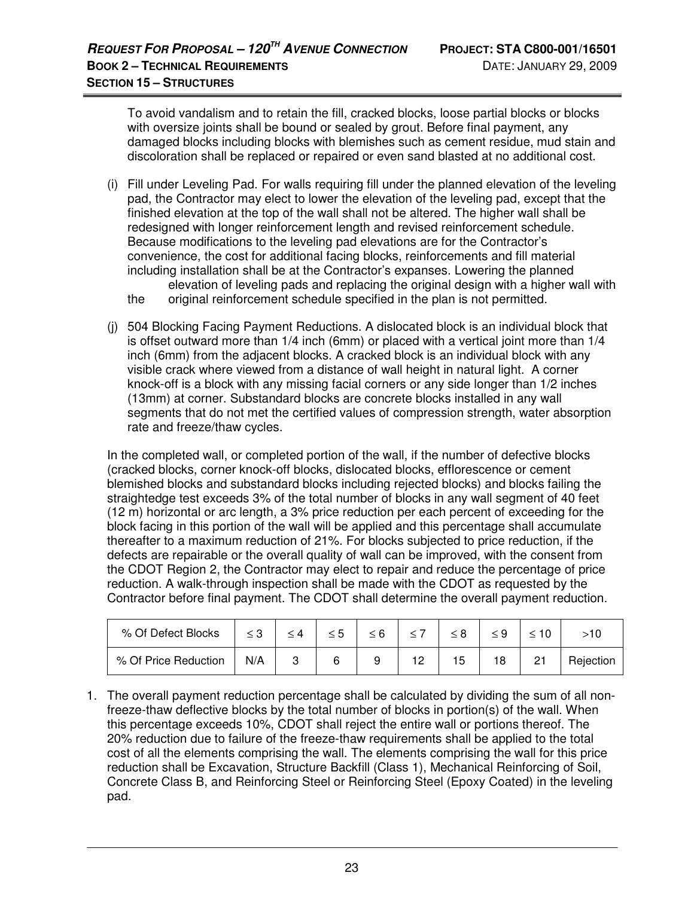To avoid vandalism and to retain the fill, cracked blocks, loose partial blocks or blocks with oversize joints shall be bound or sealed by grout. Before final payment, any damaged blocks including blocks with blemishes such as cement residue, mud stain and discoloration shall be replaced or repaired or even sand blasted at no additional cost.

(i) Fill under Leveling Pad. For walls requiring fill under the planned elevation of the leveling pad, the Contractor may elect to lower the elevation of the leveling pad, except that the finished elevation at the top of the wall shall not be altered. The higher wall shall be redesigned with longer reinforcement length and revised reinforcement schedule. Because modifications to the leveling pad elevations are for the Contractor's convenience, the cost for additional facing blocks, reinforcements and fill material including installation shall be at the Contractor's expanses. Lowering the planned elevation of leveling pads and replacing the original design with a higher wall with the original reinforcement schedule specified in the plan is not permitted.

(j) 504 Blocking Facing Payment Reductions. A dislocated block is an individual block that is offset outward more than 1/4 inch (6mm) or placed with a vertical joint more than 1/4 inch (6mm) from the adjacent blocks. A cracked block is an individual block with any visible crack where viewed from a distance of wall height in natural light. A corner knock-off is a block with any missing facial corners or any side longer than 1/2 inches (13mm) at corner. Substandard blocks are concrete blocks installed in any wall segments that do not met the certified values of compression strength, water absorption rate and freeze/thaw cycles.

In the completed wall, or completed portion of the wall, if the number of defective blocks (cracked blocks, corner knock-off blocks, dislocated blocks, efflorescence or cement blemished blocks and substandard blocks including rejected blocks) and blocks failing the straightedge test exceeds 3% of the total number of blocks in any wall segment of 40 feet (12 m) horizontal or arc length, a 3% price reduction per each percent of exceeding for the block facing in this portion of the wall will be applied and this percentage shall accumulate thereafter to a maximum reduction of 21%. For blocks subjected to price reduction, if the defects are repairable or the overall quality of wall can be improved, with the consent from the CDOT Region 2, the Contractor may elect to repair and reduce the percentage of price reduction. A walk-through inspection shall be made with the CDOT as requested by the Contractor before final payment. The CDOT shall determine the overall payment reduction.

| % Of Defect Blocks | ≤ 3 | ≤ 4 | ≤ 5 | ≤ 6 | ≤ 7 | ≤ 8 | ≤ 9 | ≤ 10 | >10 |
|---|---|---|---|---|---|---|---|---|---|
| % Of Price Reduction | N/A | 3 | 6 | 9 | 12 | 15 | 18 | 21 | Rejection |

1. The overall payment reduction percentage shall be calculated by dividing the sum of all non-freeze-thaw deflective blocks by the total number of blocks in portion(s) of the wall. When this percentage exceeds 10%, CDOT shall reject the entire wall or portions thereof. The 20% reduction due to failure of the freeze-thaw requirements shall be applied to the total cost of all the elements comprising the wall. The elements comprising the wall for this price reduction shall be Excavation, Structure Backfill (Class 1), Mechanical Reinforcing of Soil, Concrete Class B, and Reinforcing Steel or Reinforcing Steel (Epoxy Coated) in the leveling pad.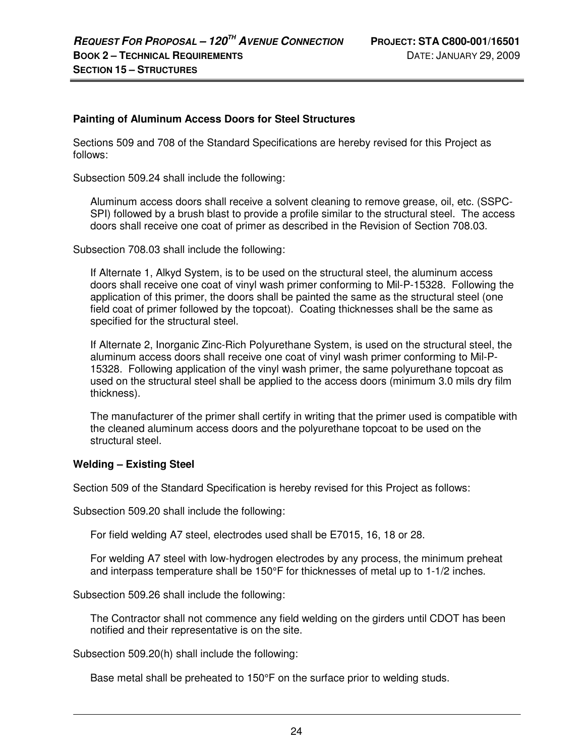**Painting of Aluminum Access Doors for Steel Structures**

Sections 509 and 708 of the Standard Specifications are hereby revised for this Project as follows:

Subsection 509.24 shall include the following:

> Aluminum access doors shall receive a solvent cleaning to remove grease, oil, etc. (SSPC-SPI) followed by a brush blast to provide a profile similar to the structural steel. The access doors shall receive one coat of primer as described in the Revision of Section 708.03.

Subsection 708.03 shall include the following:

> If Alternate 1, Alkyd System, is to be used on the structural steel, the aluminum access doors shall receive one coat of vinyl wash primer conforming to Mil-P-15328. Following the application of this primer, the doors shall be painted the same as the structural steel (one field coat of primer followed by the topcoat). Coating thicknesses shall be the same as specified for the structural steel.
>
> If Alternate 2, Inorganic Zinc-Rich Polyurethane System, is used on the structural steel, the aluminum access doors shall receive one coat of vinyl wash primer conforming to Mil-P-15328. Following application of the vinyl wash primer, the same polyurethane topcoat as used on the structural steel shall be applied to the access doors (minimum 3.0 mils dry film thickness).
>
> The manufacturer of the primer shall certify in writing that the primer used is compatible with the cleaned aluminum access doors and the polyurethane topcoat to be used on the structural steel.

**Welding – Existing Steel**

Section 509 of the Standard Specification is hereby revised for this Project as follows:

Subsection 509.20 shall include the following:

> For field welding A7 steel, electrodes used shall be E7015, 16, 18 or 28.
>
> For welding A7 steel with low-hydrogen electrodes by any process, the minimum preheat and interpass temperature shall be 150°F for thicknesses of metal up to 1-1/2 inches.

Subsection 509.26 shall include the following:

> The Contractor shall not commence any field welding on the girders until CDOT has been notified and their representative is on the site.

Subsection 509.20(h) shall include the following:

> Base metal shall be preheated to 150°F on the surface prior to welding studs.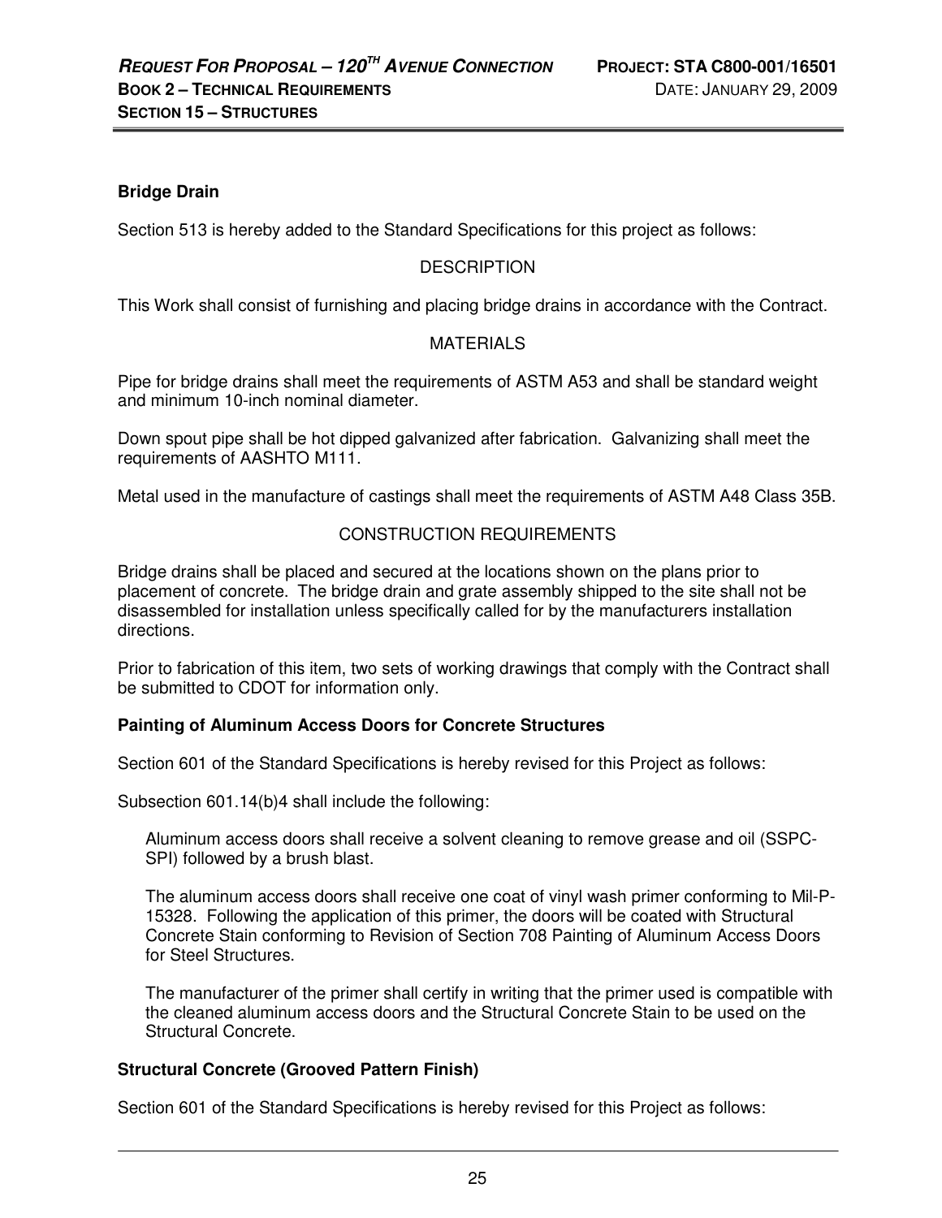**Bridge Drain**

Section 513 is hereby added to the Standard Specifications for this project as follows:

DESCRIPTION

This Work shall consist of furnishing and placing bridge drains in accordance with the Contract.

MATERIALS

Pipe for bridge drains shall meet the requirements of ASTM A53 and shall be standard weight and minimum 10-inch nominal diameter.

Down spout pipe shall be hot dipped galvanized after fabrication. Galvanizing shall meet the requirements of AASHTO M111.

Metal used in the manufacture of castings shall meet the requirements of ASTM A48 Class 35B.

CONSTRUCTION REQUIREMENTS

Bridge drains shall be placed and secured at the locations shown on the plans prior to placement of concrete. The bridge drain and grate assembly shipped to the site shall not be disassembled for installation unless specifically called for by the manufacturers installation directions.

Prior to fabrication of this item, two sets of working drawings that comply with the Contract shall be submitted to CDOT for information only.

**Painting of Aluminum Access Doors for Concrete Structures**

Section 601 of the Standard Specifications is hereby revised for this Project as follows:

Subsection 601.14(b)4 shall include the following:

> Aluminum access doors shall receive a solvent cleaning to remove grease and oil (SSPC-SPI) followed by a brush blast.
>
> The aluminum access doors shall receive one coat of vinyl wash primer conforming to Mil-P-15328. Following the application of this primer, the doors will be coated with Structural Concrete Stain conforming to Revision of Section 708 Painting of Aluminum Access Doors for Steel Structures.
>
> The manufacturer of the primer shall certify in writing that the primer used is compatible with the cleaned aluminum access doors and the Structural Concrete Stain to be used on the Structural Concrete.

**Structural Concrete (Grooved Pattern Finish)**

Section 601 of the Standard Specifications is hereby revised for this Project as follows: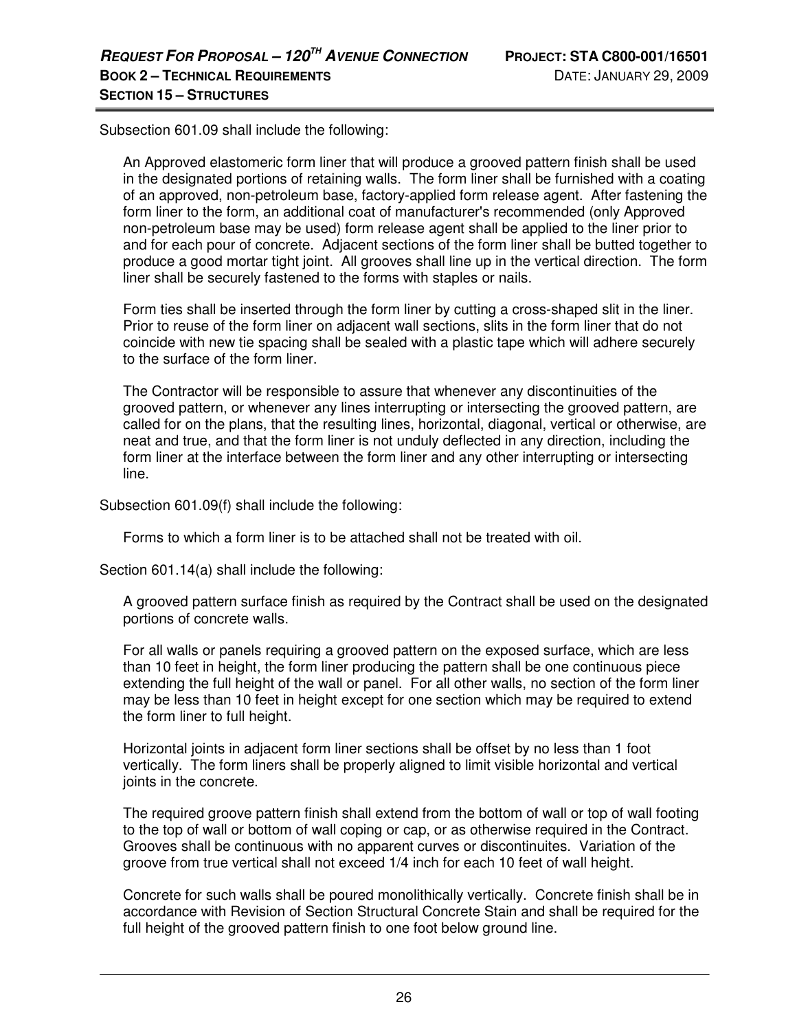Subsection 601.09 shall include the following:

An Approved elastomeric form liner that will produce a grooved pattern finish shall be used in the designated portions of retaining walls. The form liner shall be furnished with a coating of an approved, non-petroleum base, factory-applied form release agent. After fastening the form liner to the form, an additional coat of manufacturer's recommended (only Approved non-petroleum base may be used) form release agent shall be applied to the liner prior to and for each pour of concrete. Adjacent sections of the form liner shall be butted together to produce a good mortar tight joint. All grooves shall line up in the vertical direction. The form liner shall be securely fastened to the forms with staples or nails.

Form ties shall be inserted through the form liner by cutting a cross-shaped slit in the liner. Prior to reuse of the form liner on adjacent wall sections, slits in the form liner that do not coincide with new tie spacing shall be sealed with a plastic tape which will adhere securely to the surface of the form liner.

The Contractor will be responsible to assure that whenever any discontinuities of the grooved pattern, or whenever any lines interrupting or intersecting the grooved pattern, are called for on the plans, that the resulting lines, horizontal, diagonal, vertical or otherwise, are neat and true, and that the form liner is not unduly deflected in any direction, including the form liner at the interface between the form liner and any other interrupting or intersecting line.

Subsection 601.09(f) shall include the following:

Forms to which a form liner is to be attached shall not be treated with oil.

Section 601.14(a) shall include the following:

A grooved pattern surface finish as required by the Contract shall be used on the designated portions of concrete walls.

For all walls or panels requiring a grooved pattern on the exposed surface, which are less than 10 feet in height, the form liner producing the pattern shall be one continuous piece extending the full height of the wall or panel. For all other walls, no section of the form liner may be less than 10 feet in height except for one section which may be required to extend the form liner to full height.

Horizontal joints in adjacent form liner sections shall be offset by no less than 1 foot vertically. The form liners shall be properly aligned to limit visible horizontal and vertical joints in the concrete.

The required groove pattern finish shall extend from the bottom of wall or top of wall footing to the top of wall or bottom of wall coping or cap, or as otherwise required in the Contract. Grooves shall be continuous with no apparent curves or discontinuites. Variation of the groove from true vertical shall not exceed 1/4 inch for each 10 feet of wall height.

Concrete for such walls shall be poured monolithically vertically. Concrete finish shall be in accordance with Revision of Section Structural Concrete Stain and shall be required for the full height of the grooved pattern finish to one foot below ground line.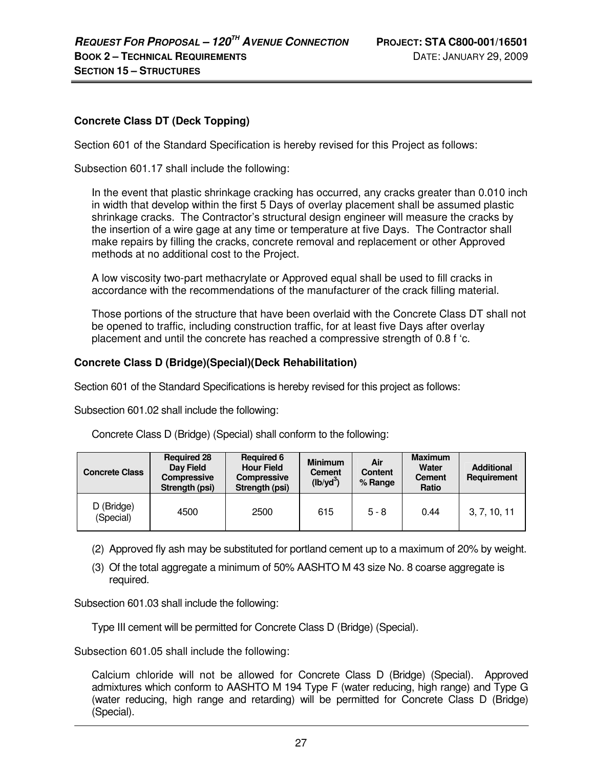**Concrete Class DT (Deck Topping)**

Section 601 of the Standard Specification is hereby revised for this Project as follows:

Subsection 601.17 shall include the following:

In the event that plastic shrinkage cracking has occurred, any cracks greater than 0.010 inch in width that develop within the first 5 Days of overlay placement shall be assumed plastic shrinkage cracks. The Contractor's structural design engineer will measure the cracks by the insertion of a wire gage at any time or temperature at five Days. The Contractor shall make repairs by filling the cracks, concrete removal and replacement or other Approved methods at no additional cost to the Project.

A low viscosity two-part methacrylate or Approved equal shall be used to fill cracks in accordance with the recommendations of the manufacturer of the crack filling material.

Those portions of the structure that have been overlaid with the Concrete Class DT shall not be opened to traffic, including construction traffic, for at least five Days after overlay placement and until the concrete has reached a compressive strength of 0.8 f 'c.

**Concrete Class D (Bridge)(Special)(Deck Rehabilitation)**

Section 601 of the Standard Specifications is hereby revised for this project as follows:

Subsection 601.02 shall include the following:

Concrete Class D (Bridge) (Special) shall conform to the following:

| Concrete Class | Required 28 Day Field Compressive Strength (psi) | Required 6 Hour Field Compressive Strength (psi) | Minimum Cement (lb/yd$^3$) | Air Content % Range | Maximum Water Cement Ratio | Additional Requirement |
|---|---|---|---|---|---|---|
| D (Bridge) (Special) | 4500 | 2500 | 615 | 5 - 8 | 0.44 | 3, 7, 10, 11 |

(2) Approved fly ash may be substituted for portland cement up to a maximum of 20% by weight.

(3) Of the total aggregate a minimum of 50% AASHTO M 43 size No. 8 coarse aggregate is required.

Subsection 601.03 shall include the following:

Type III cement will be permitted for Concrete Class D (Bridge) (Special).

Subsection 601.05 shall include the following:

Calcium chloride will not be allowed for Concrete Class D (Bridge) (Special). Approved admixtures which conform to AASHTO M 194 Type F (water reducing, high range) and Type G (water reducing, high range and retarding) will be permitted for Concrete Class D (Bridge) (Special).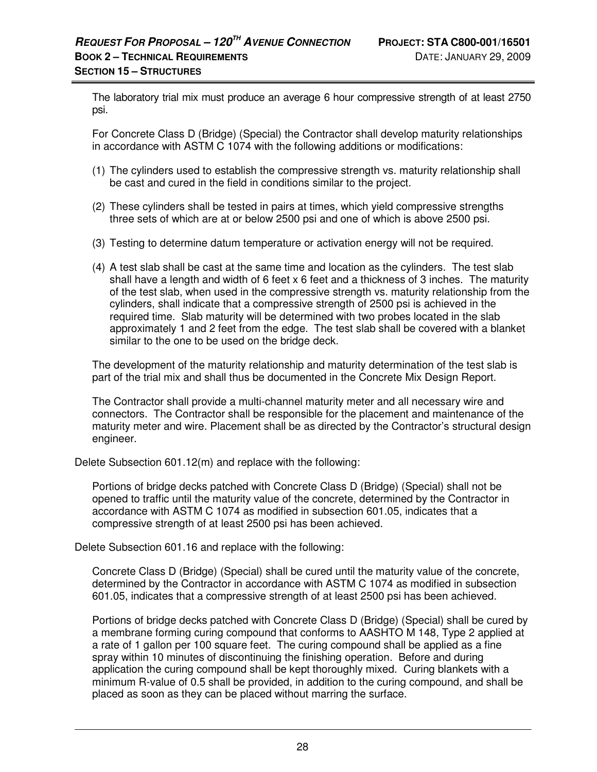The laboratory trial mix must produce an average 6 hour compressive strength of at least 2750 psi.

For Concrete Class D (Bridge) (Special) the Contractor shall develop maturity relationships in accordance with ASTM C 1074 with the following additions or modifications:

(1) The cylinders used to establish the compressive strength vs. maturity relationship shall be cast and cured in the field in conditions similar to the project.

(2) These cylinders shall be tested in pairs at times, which yield compressive strengths three sets of which are at or below 2500 psi and one of which is above 2500 psi.

(3) Testing to determine datum temperature or activation energy will not be required.

(4) A test slab shall be cast at the same time and location as the cylinders. The test slab shall have a length and width of 6 feet x 6 feet and a thickness of 3 inches. The maturity of the test slab, when used in the compressive strength vs. maturity relationship from the cylinders, shall indicate that a compressive strength of 2500 psi is achieved in the required time. Slab maturity will be determined with two probes located in the slab approximately 1 and 2 feet from the edge. The test slab shall be covered with a blanket similar to the one to be used on the bridge deck.

The development of the maturity relationship and maturity determination of the test slab is part of the trial mix and shall thus be documented in the Concrete Mix Design Report.

The Contractor shall provide a multi-channel maturity meter and all necessary wire and connectors. The Contractor shall be responsible for the placement and maintenance of the maturity meter and wire. Placement shall be as directed by the Contractor's structural design engineer.

Delete Subsection 601.12(m) and replace with the following:

Portions of bridge decks patched with Concrete Class D (Bridge) (Special) shall not be opened to traffic until the maturity value of the concrete, determined by the Contractor in accordance with ASTM C 1074 as modified in subsection 601.05, indicates that a compressive strength of at least 2500 psi has been achieved.

Delete Subsection 601.16 and replace with the following:

Concrete Class D (Bridge) (Special) shall be cured until the maturity value of the concrete, determined by the Contractor in accordance with ASTM C 1074 as modified in subsection 601.05, indicates that a compressive strength of at least 2500 psi has been achieved.

Portions of bridge decks patched with Concrete Class D (Bridge) (Special) shall be cured by a membrane forming curing compound that conforms to AASHTO M 148, Type 2 applied at a rate of 1 gallon per 100 square feet. The curing compound shall be applied as a fine spray within 10 minutes of discontinuing the finishing operation. Before and during application the curing compound shall be kept thoroughly mixed. Curing blankets with a minimum R-value of 0.5 shall be provided, in addition to the curing compound, and shall be placed as soon as they can be placed without marring the surface.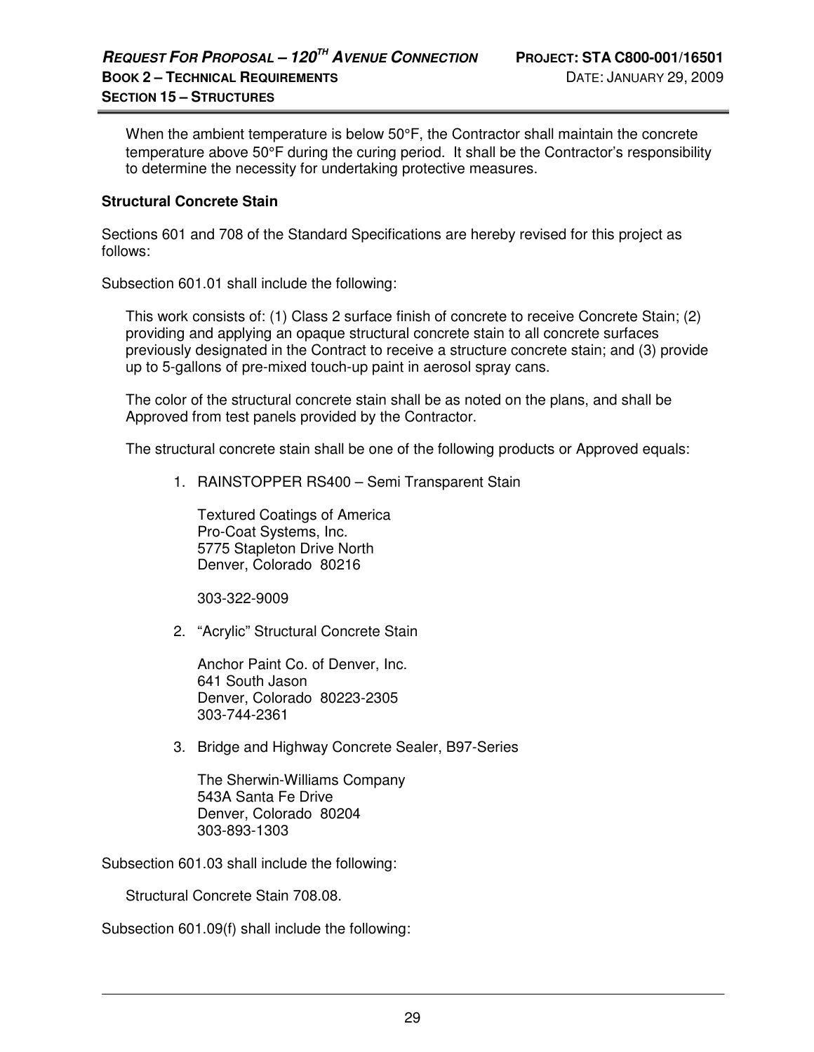When the ambient temperature is below 50°F, the Contractor shall maintain the concrete temperature above 50°F during the curing period. It shall be the Contractor's responsibility to determine the necessity for undertaking protective measures.

**Structural Concrete Stain**

Sections 601 and 708 of the Standard Specifications are hereby revised for this project as follows:

Subsection 601.01 shall include the following:

This work consists of: (1) Class 2 surface finish of concrete to receive Concrete Stain; (2) providing and applying an opaque structural concrete stain to all concrete surfaces previously designated in the Contract to receive a structure concrete stain; and (3) provide up to 5-gallons of pre-mixed touch-up paint in aerosol spray cans.

The color of the structural concrete stain shall be as noted on the plans, and shall be Approved from test panels provided by the Contractor.

The structural concrete stain shall be one of the following products or Approved equals:

1. RAINSTOPPER RS400 – Semi Transparent Stain

   Textured Coatings of America
   Pro-Coat Systems, Inc.
   5775 Stapleton Drive North
   Denver, Colorado 80216

   303-322-9009

2. "Acrylic" Structural Concrete Stain

   Anchor Paint Co. of Denver, Inc.
   641 South Jason
   Denver, Colorado 80223-2305
   303-744-2361

3. Bridge and Highway Concrete Sealer, B97-Series

   The Sherwin-Williams Company
   543A Santa Fe Drive
   Denver, Colorado 80204
   303-893-1303

Subsection 601.03 shall include the following:

Structural Concrete Stain 708.08.

Subsection 601.09(f) shall include the following: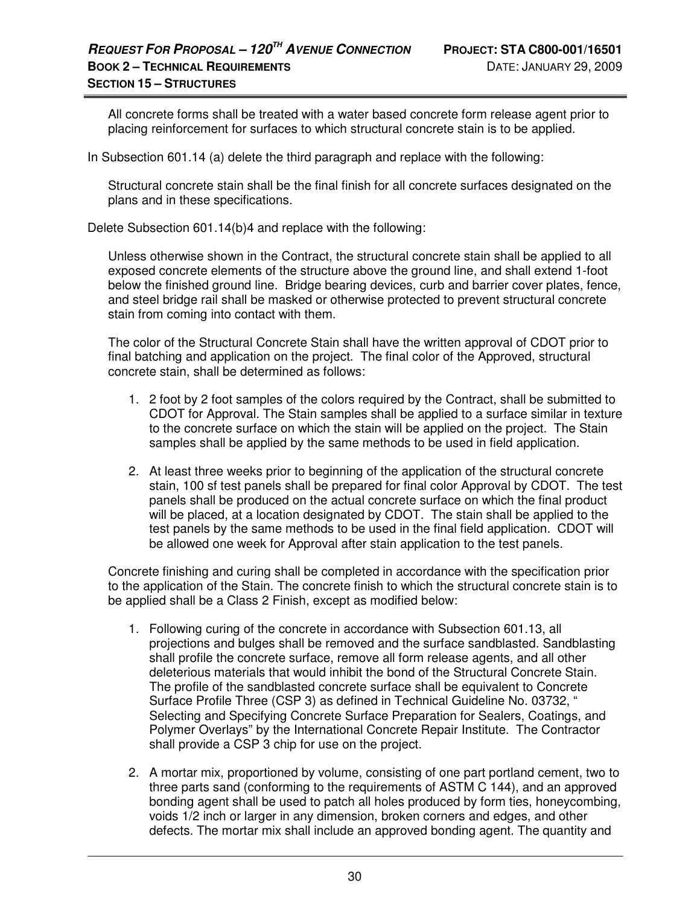All concrete forms shall be treated with a water based concrete form release agent prior to placing reinforcement for surfaces to which structural concrete stain is to be applied.

In Subsection 601.14 (a) delete the third paragraph and replace with the following:

Structural concrete stain shall be the final finish for all concrete surfaces designated on the plans and in these specifications.

Delete Subsection 601.14(b)4 and replace with the following:

Unless otherwise shown in the Contract, the structural concrete stain shall be applied to all exposed concrete elements of the structure above the ground line, and shall extend 1-foot below the finished ground line. Bridge bearing devices, curb and barrier cover plates, fence, and steel bridge rail shall be masked or otherwise protected to prevent structural concrete stain from coming into contact with them.

The color of the Structural Concrete Stain shall have the written approval of CDOT prior to final batching and application on the project. The final color of the Approved, structural concrete stain, shall be determined as follows:

1. 2 foot by 2 foot samples of the colors required by the Contract, shall be submitted to CDOT for Approval. The Stain samples shall be applied to a surface similar in texture to the concrete surface on which the stain will be applied on the project. The Stain samples shall be applied by the same methods to be used in field application.

2. At least three weeks prior to beginning of the application of the structural concrete stain, 100 sf test panels shall be prepared for final color Approval by CDOT. The test panels shall be produced on the actual concrete surface on which the final product will be placed, at a location designated by CDOT. The stain shall be applied to the test panels by the same methods to be used in the final field application. CDOT will be allowed one week for Approval after stain application to the test panels.

Concrete finishing and curing shall be completed in accordance with the specification prior to the application of the Stain. The concrete finish to which the structural concrete stain is to be applied shall be a Class 2 Finish, except as modified below:

1. Following curing of the concrete in accordance with Subsection 601.13, all projections and bulges shall be removed and the surface sandblasted. Sandblasting shall profile the concrete surface, remove all form release agents, and all other deleterious materials that would inhibit the bond of the Structural Concrete Stain. The profile of the sandblasted concrete surface shall be equivalent to Concrete Surface Profile Three (CSP 3) as defined in Technical Guideline No. 03732, " Selecting and Specifying Concrete Surface Preparation for Sealers, Coatings, and Polymer Overlays" by the International Concrete Repair Institute. The Contractor shall provide a CSP 3 chip for use on the project.

2. A mortar mix, proportioned by volume, consisting of one part portland cement, two to three parts sand (conforming to the requirements of ASTM C 144), and an approved bonding agent shall be used to patch all holes produced by form ties, honeycombing, voids 1/2 inch or larger in any dimension, broken corners and edges, and other defects. The mortar mix shall include an approved bonding agent. The quantity and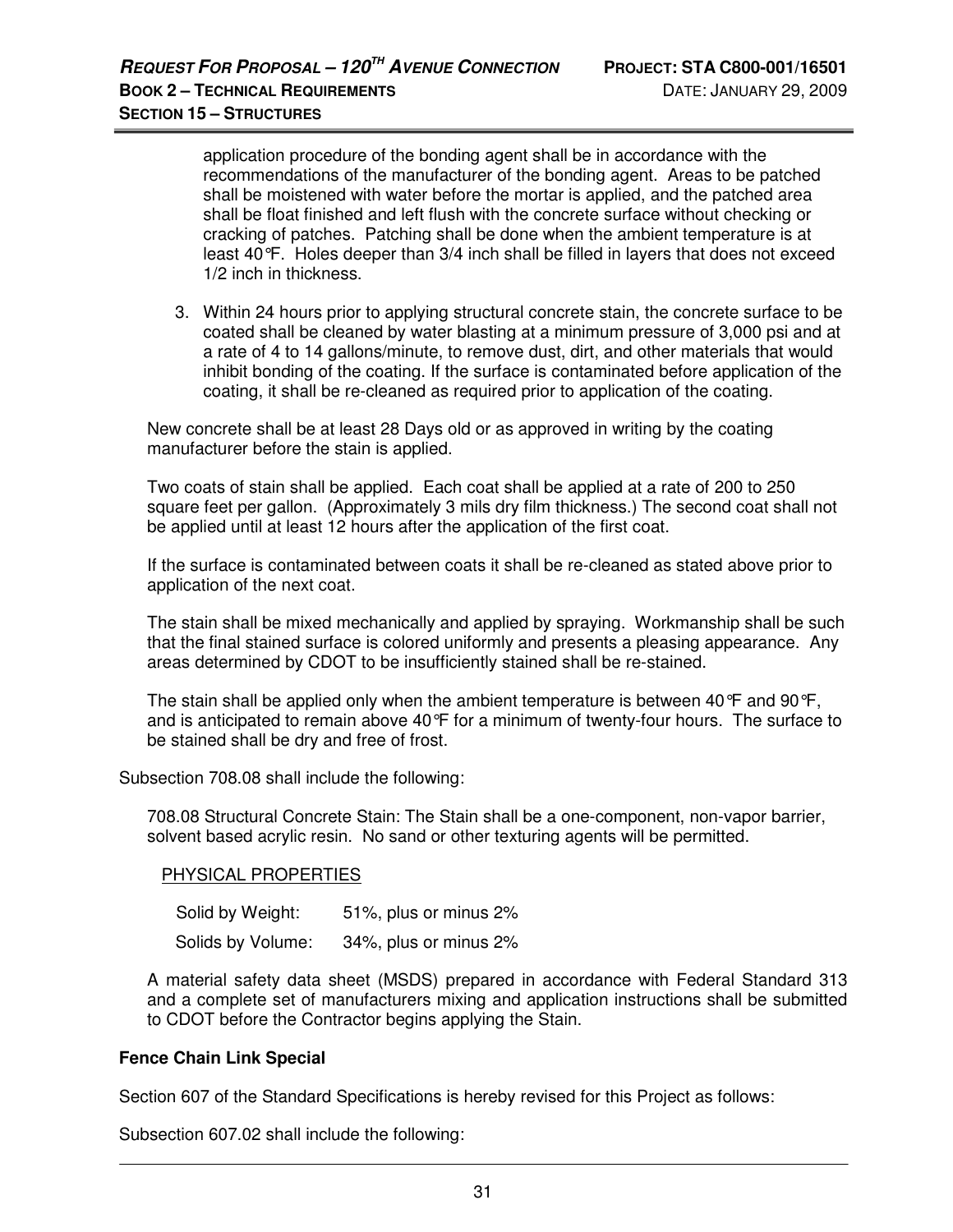application procedure of the bonding agent shall be in accordance with the recommendations of the manufacturer of the bonding agent. Areas to be patched shall be moistened with water before the mortar is applied, and the patched area shall be float finished and left flush with the concrete surface without checking or cracking of patches. Patching shall be done when the ambient temperature is at least 40°F. Holes deeper than 3/4 inch shall be filled in layers that does not exceed 1/2 inch in thickness.

3. Within 24 hours prior to applying structural concrete stain, the concrete surface to be coated shall be cleaned by water blasting at a minimum pressure of 3,000 psi and at a rate of 4 to 14 gallons/minute, to remove dust, dirt, and other materials that would inhibit bonding of the coating. If the surface is contaminated before application of the coating, it shall be re-cleaned as required prior to application of the coating.

New concrete shall be at least 28 Days old or as approved in writing by the coating manufacturer before the stain is applied.

Two coats of stain shall be applied. Each coat shall be applied at a rate of 200 to 250 square feet per gallon. (Approximately 3 mils dry film thickness.) The second coat shall not be applied until at least 12 hours after the application of the first coat.

If the surface is contaminated between coats it shall be re-cleaned as stated above prior to application of the next coat.

The stain shall be mixed mechanically and applied by spraying. Workmanship shall be such that the final stained surface is colored uniformly and presents a pleasing appearance. Any areas determined by CDOT to be insufficiently stained shall be re-stained.

The stain shall be applied only when the ambient temperature is between 40°F and 90°F, and is anticipated to remain above 40°F for a minimum of twenty-four hours. The surface to be stained shall be dry and free of frost.

Subsection 708.08 shall include the following:

708.08 Structural Concrete Stain: The Stain shall be a one-component, non-vapor barrier, solvent based acrylic resin. No sand or other texturing agents will be permitted.

PHYSICAL PROPERTIES

| | |
|---|---|
| Solid by Weight: | 51%, plus or minus 2% |
| Solids by Volume: | 34%, plus or minus 2% |

A material safety data sheet (MSDS) prepared in accordance with Federal Standard 313 and a complete set of manufacturers mixing and application instructions shall be submitted to CDOT before the Contractor begins applying the Stain.

**Fence Chain Link Special**

Section 607 of the Standard Specifications is hereby revised for this Project as follows:

Subsection 607.02 shall include the following: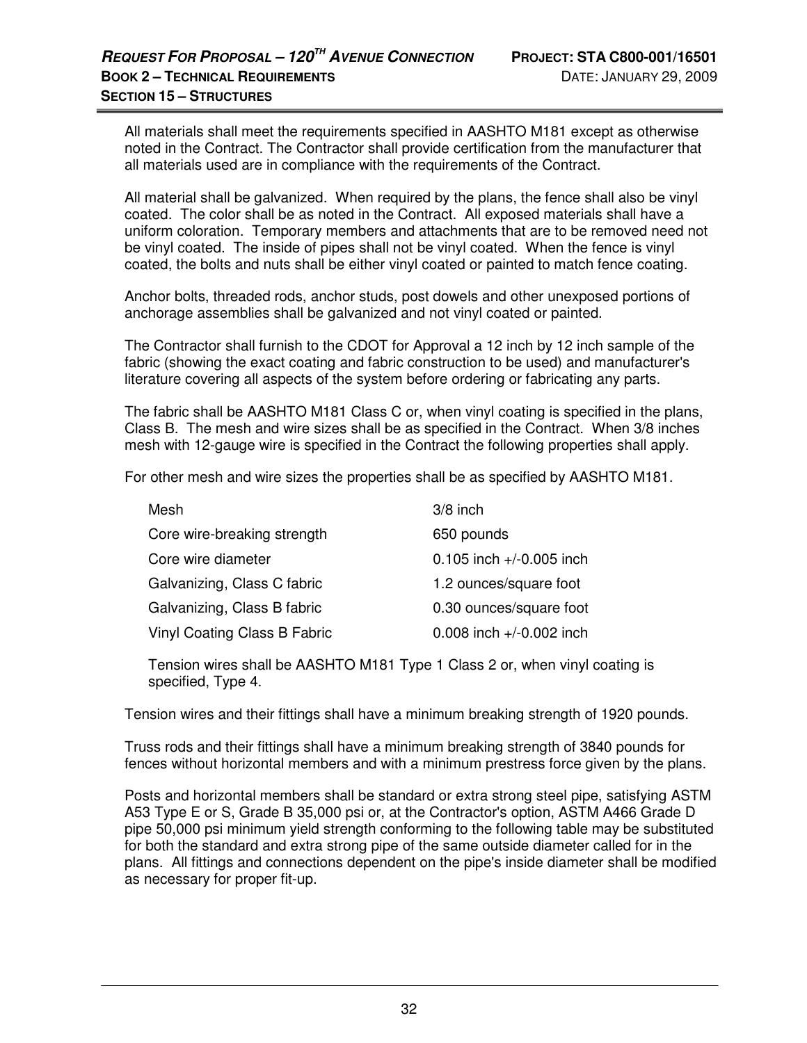All materials shall meet the requirements specified in AASHTO M181 except as otherwise noted in the Contract. The Contractor shall provide certification from the manufacturer that all materials used are in compliance with the requirements of the Contract.

All material shall be galvanized. When required by the plans, the fence shall also be vinyl coated. The color shall be as noted in the Contract. All exposed materials shall have a uniform coloration. Temporary members and attachments that are to be removed need not be vinyl coated. The inside of pipes shall not be vinyl coated. When the fence is vinyl coated, the bolts and nuts shall be either vinyl coated or painted to match fence coating.

Anchor bolts, threaded rods, anchor studs, post dowels and other unexposed portions of anchorage assemblies shall be galvanized and not vinyl coated or painted.

The Contractor shall furnish to the CDOT for Approval a 12 inch by 12 inch sample of the fabric (showing the exact coating and fabric construction to be used) and manufacturer's literature covering all aspects of the system before ordering or fabricating any parts.

The fabric shall be AASHTO M181 Class C or, when vinyl coating is specified in the plans, Class B. The mesh and wire sizes shall be as specified in the Contract. When 3/8 inches mesh with 12-gauge wire is specified in the Contract the following properties shall apply.

For other mesh and wire sizes the properties shall be as specified by AASHTO M181.

| | |
|---|---|
| Mesh | 3/8 inch |
| Core wire-breaking strength | 650 pounds |
| Core wire diameter | 0.105 inch +/-0.005 inch |
| Galvanizing, Class C fabric | 1.2 ounces/square foot |
| Galvanizing, Class B fabric | 0.30 ounces/square foot |
| Vinyl Coating Class B Fabric | 0.008 inch +/-0.002 inch |

Tension wires shall be AASHTO M181 Type 1 Class 2 or, when vinyl coating is specified, Type 4.

Tension wires and their fittings shall have a minimum breaking strength of 1920 pounds.

Truss rods and their fittings shall have a minimum breaking strength of 3840 pounds for fences without horizontal members and with a minimum prestress force given by the plans.

Posts and horizontal members shall be standard or extra strong steel pipe, satisfying ASTM A53 Type E or S, Grade B 35,000 psi or, at the Contractor's option, ASTM A466 Grade D pipe 50,000 psi minimum yield strength conforming to the following table may be substituted for both the standard and extra strong pipe of the same outside diameter called for in the plans. All fittings and connections dependent on the pipe's inside diameter shall be modified as necessary for proper fit-up.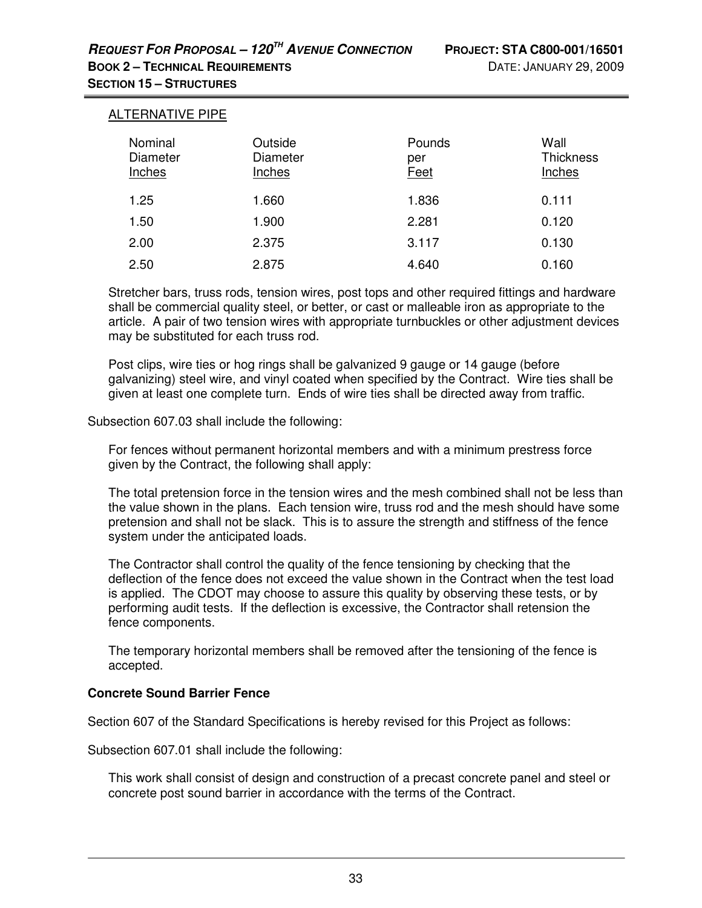ALTERNATIVE PIPE

| Nominal Diameter Inches | Outside Diameter Inches | Pounds per Feet | Wall Thickness Inches |
|---|---|---|---|
| 1.25 | 1.660 | 1.836 | 0.111 |
| 1.50 | 1.900 | 2.281 | 0.120 |
| 2.00 | 2.375 | 3.117 | 0.130 |
| 2.50 | 2.875 | 4.640 | 0.160 |

Stretcher bars, truss rods, tension wires, post tops and other required fittings and hardware shall be commercial quality steel, or better, or cast or malleable iron as appropriate to the article. A pair of two tension wires with appropriate turnbuckles or other adjustment devices may be substituted for each truss rod.

Post clips, wire ties or hog rings shall be galvanized 9 gauge or 14 gauge (before galvanizing) steel wire, and vinyl coated when specified by the Contract. Wire ties shall be given at least one complete turn. Ends of wire ties shall be directed away from traffic.

Subsection 607.03 shall include the following:

For fences without permanent horizontal members and with a minimum prestress force given by the Contract, the following shall apply:

The total pretension force in the tension wires and the mesh combined shall not be less than the value shown in the plans. Each tension wire, truss rod and the mesh should have some pretension and shall not be slack. This is to assure the strength and stiffness of the fence system under the anticipated loads.

The Contractor shall control the quality of the fence tensioning by checking that the deflection of the fence does not exceed the value shown in the Contract when the test load is applied. The CDOT may choose to assure this quality by observing these tests, or by performing audit tests. If the deflection is excessive, the Contractor shall retension the fence components.

The temporary horizontal members shall be removed after the tensioning of the fence is accepted.

**Concrete Sound Barrier Fence**

Section 607 of the Standard Specifications is hereby revised for this Project as follows:

Subsection 607.01 shall include the following:

This work shall consist of design and construction of a precast concrete panel and steel or concrete post sound barrier in accordance with the terms of the Contract.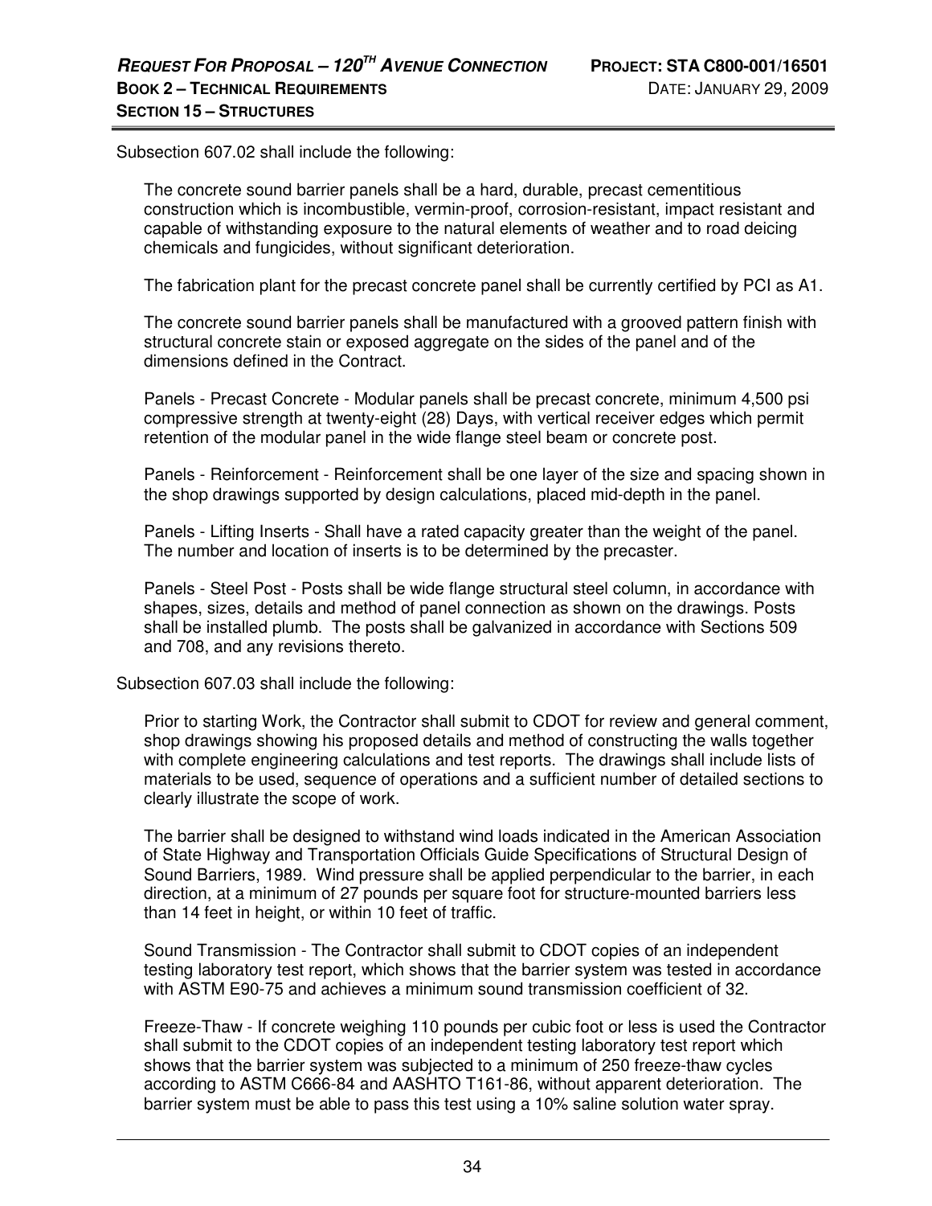Subsection 607.02 shall include the following:

The concrete sound barrier panels shall be a hard, durable, precast cementitious construction which is incombustible, vermin-proof, corrosion-resistant, impact resistant and capable of withstanding exposure to the natural elements of weather and to road deicing chemicals and fungicides, without significant deterioration.

The fabrication plant for the precast concrete panel shall be currently certified by PCI as A1.

The concrete sound barrier panels shall be manufactured with a grooved pattern finish with structural concrete stain or exposed aggregate on the sides of the panel and of the dimensions defined in the Contract.

Panels - Precast Concrete - Modular panels shall be precast concrete, minimum 4,500 psi compressive strength at twenty-eight (28) Days, with vertical receiver edges which permit retention of the modular panel in the wide flange steel beam or concrete post.

Panels - Reinforcement - Reinforcement shall be one layer of the size and spacing shown in the shop drawings supported by design calculations, placed mid-depth in the panel.

Panels - Lifting Inserts - Shall have a rated capacity greater than the weight of the panel. The number and location of inserts is to be determined by the precaster.

Panels - Steel Post - Posts shall be wide flange structural steel column, in accordance with shapes, sizes, details and method of panel connection as shown on the drawings. Posts shall be installed plumb. The posts shall be galvanized in accordance with Sections 509 and 708, and any revisions thereto.

Subsection 607.03 shall include the following:

Prior to starting Work, the Contractor shall submit to CDOT for review and general comment, shop drawings showing his proposed details and method of constructing the walls together with complete engineering calculations and test reports. The drawings shall include lists of materials to be used, sequence of operations and a sufficient number of detailed sections to clearly illustrate the scope of work.

The barrier shall be designed to withstand wind loads indicated in the American Association of State Highway and Transportation Officials Guide Specifications of Structural Design of Sound Barriers, 1989. Wind pressure shall be applied perpendicular to the barrier, in each direction, at a minimum of 27 pounds per square foot for structure-mounted barriers less than 14 feet in height, or within 10 feet of traffic.

Sound Transmission - The Contractor shall submit to CDOT copies of an independent testing laboratory test report, which shows that the barrier system was tested in accordance with ASTM E90-75 and achieves a minimum sound transmission coefficient of 32.

Freeze-Thaw - If concrete weighing 110 pounds per cubic foot or less is used the Contractor shall submit to the CDOT copies of an independent testing laboratory test report which shows that the barrier system was subjected to a minimum of 250 freeze-thaw cycles according to ASTM C666-84 and AASHTO T161-86, without apparent deterioration. The barrier system must be able to pass this test using a 10% saline solution water spray.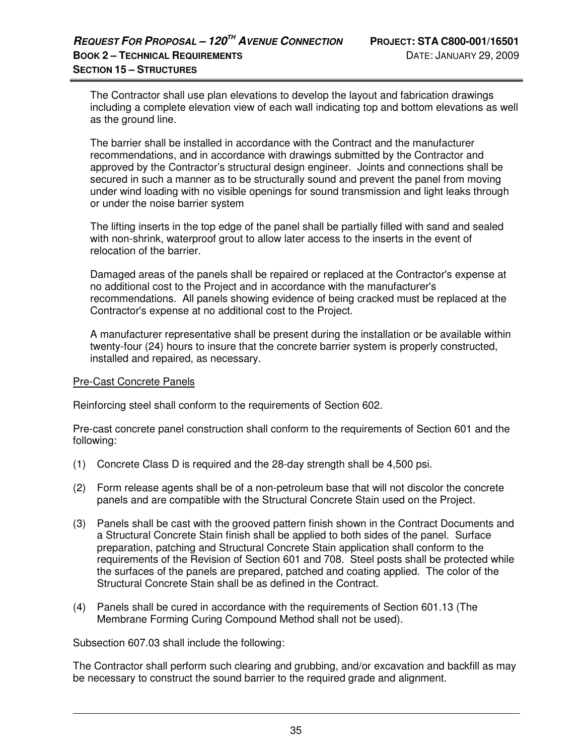The Contractor shall use plan elevations to develop the layout and fabrication drawings including a complete elevation view of each wall indicating top and bottom elevations as well as the ground line.

The barrier shall be installed in accordance with the Contract and the manufacturer recommendations, and in accordance with drawings submitted by the Contractor and approved by the Contractor's structural design engineer. Joints and connections shall be secured in such a manner as to be structurally sound and prevent the panel from moving under wind loading with no visible openings for sound transmission and light leaks through or under the noise barrier system

The lifting inserts in the top edge of the panel shall be partially filled with sand and sealed with non-shrink, waterproof grout to allow later access to the inserts in the event of relocation of the barrier.

Damaged areas of the panels shall be repaired or replaced at the Contractor's expense at no additional cost to the Project and in accordance with the manufacturer's recommendations. All panels showing evidence of being cracked must be replaced at the Contractor's expense at no additional cost to the Project.

A manufacturer representative shall be present during the installation or be available within twenty-four (24) hours to insure that the concrete barrier system is properly constructed, installed and repaired, as necessary.

<u>Pre-Cast Concrete Panels</u>

Reinforcing steel shall conform to the requirements of Section 602.

Pre-cast concrete panel construction shall conform to the requirements of Section 601 and the following:

(1) Concrete Class D is required and the 28-day strength shall be 4,500 psi.

(2) Form release agents shall be of a non-petroleum base that will not discolor the concrete panels and are compatible with the Structural Concrete Stain used on the Project.

(3) Panels shall be cast with the grooved pattern finish shown in the Contract Documents and a Structural Concrete Stain finish shall be applied to both sides of the panel. Surface preparation, patching and Structural Concrete Stain application shall conform to the requirements of the Revision of Section 601 and 708. Steel posts shall be protected while the surfaces of the panels are prepared, patched and coating applied. The color of the Structural Concrete Stain shall be as defined in the Contract.

(4) Panels shall be cured in accordance with the requirements of Section 601.13 (The Membrane Forming Curing Compound Method shall not be used).

Subsection 607.03 shall include the following:

The Contractor shall perform such clearing and grubbing, and/or excavation and backfill as may be necessary to construct the sound barrier to the required grade and alignment.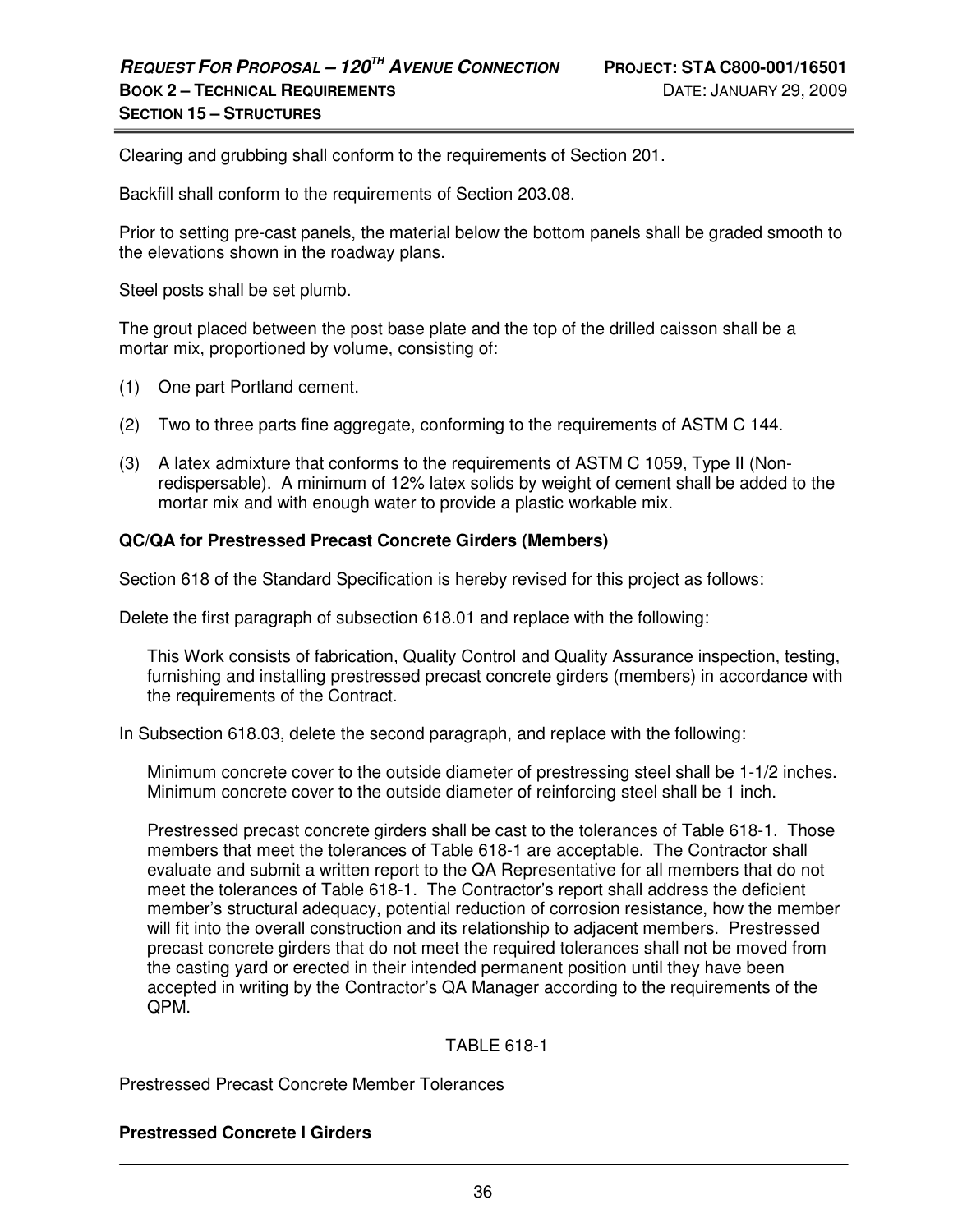Clearing and grubbing shall conform to the requirements of Section 201.

Backfill shall conform to the requirements of Section 203.08.

Prior to setting pre-cast panels, the material below the bottom panels shall be graded smooth to the elevations shown in the roadway plans.

Steel posts shall be set plumb.

The grout placed between the post base plate and the top of the drilled caisson shall be a mortar mix, proportioned by volume, consisting of:

(1) One part Portland cement.

(2) Two to three parts fine aggregate, conforming to the requirements of ASTM C 144.

(3) A latex admixture that conforms to the requirements of ASTM C 1059, Type II (Non-redispersable). A minimum of 12% latex solids by weight of cement shall be added to the mortar mix and with enough water to provide a plastic workable mix.

**QC/QA for Prestressed Precast Concrete Girders (Members)**

Section 618 of the Standard Specification is hereby revised for this project as follows:

Delete the first paragraph of subsection 618.01 and replace with the following:

> This Work consists of fabrication, Quality Control and Quality Assurance inspection, testing, furnishing and installing prestressed precast concrete girders (members) in accordance with the requirements of the Contract.

In Subsection 618.03, delete the second paragraph, and replace with the following:

> Minimum concrete cover to the outside diameter of prestressing steel shall be 1-1/2 inches. Minimum concrete cover to the outside diameter of reinforcing steel shall be 1 inch.
>
> Prestressed precast concrete girders shall be cast to the tolerances of Table 618-1. Those members that meet the tolerances of Table 618-1 are acceptable. The Contractor shall evaluate and submit a written report to the QA Representative for all members that do not meet the tolerances of Table 618-1. The Contractor's report shall address the deficient member's structural adequacy, potential reduction of corrosion resistance, how the member will fit into the overall construction and its relationship to adjacent members. Prestressed precast concrete girders that do not meet the required tolerances shall not be moved from the casting yard or erected in their intended permanent position until they have been accepted in writing by the Contractor's QA Manager according to the requirements of the QPM.

TABLE 618-1

Prestressed Precast Concrete Member Tolerances

**Prestressed Concrete I Girders**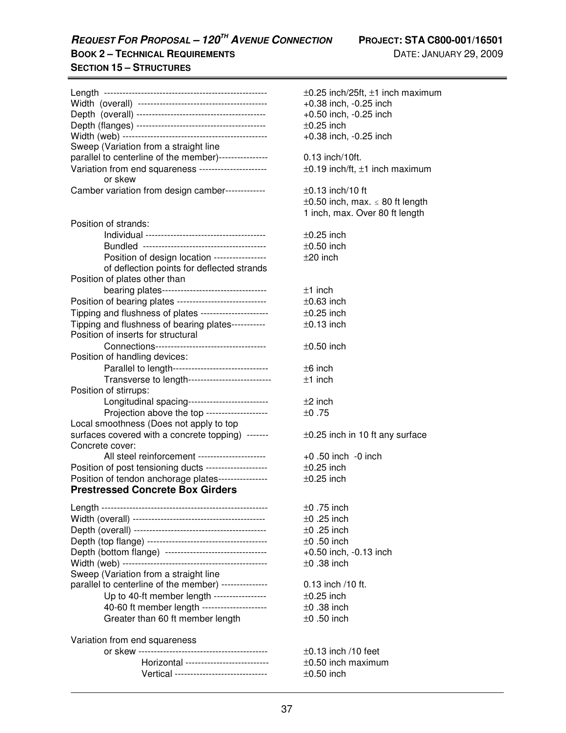| | |
|---|---|
| Length | ±0.25 inch/25ft, ±1 inch maximum |
| Width (overall) | +0.38 inch, -0.25 inch |
| Depth (overall) | +0.50 inch, -0.25 inch |
| Depth (flanges) | ±0.25 inch |
| Width (web) | +0.38 inch, -0.25 inch |
| Sweep (Variation from a straight line parallel to centerline of the member) | 0.13 inch/10ft. |
| Variation from end squareness or skew | ±0.19 inch/ft, ±1 inch maximum |
| Camber variation from design camber | ±0.13 inch/10 ft<br>±0.50 inch, max. ≤ 80 ft length<br>1 inch, max. Over 80 ft length |
| Position of strands: | |
| Individual | ±0.25 inch |
| Bundled | ±0.50 inch |
| Position of design location of deflection points for deflected strands | ±20 inch |
| Position of plates other than bearing plates | ±1 inch |
| Position of bearing plates | ±0.63 inch |
| Tipping and flushness of plates | ±0.25 inch |
| Tipping and flushness of bearing plates | ±0.13 inch |
| Position of inserts for structural Connections | ±0.50 inch |
| Position of handling devices: | |
| Parallel to length | ±6 inch |
| Transverse to length | ±1 inch |
| Position of stirrups: | |
| Longitudinal spacing | ±2 inch |
| Projection above the top | ±0 .75 |
| Local smoothness (Does not apply to top surfaces covered with a concrete topping) | ±0.25 inch in 10 ft any surface |
| Concrete cover: | |
| All steel reinforcement | +0 .50 inch -0 inch |
| Position of post tensioning ducts | ±0.25 inch |
| Position of tendon anchorage plates | ±0.25 inch |

**Prestressed Concrete Box Girders**

| | |
|---|---|
| Length | ±0 .75 inch |
| Width (overall) | ±0 .25 inch |
| Depth (overall) | ±0 .25 inch |
| Depth (top flange) | ±0 .50 inch |
| Depth (bottom flange) | +0.50 inch, -0.13 inch |
| Width (web) | ±0 .38 inch |
| Sweep (Variation from a straight line parallel to centerline of the member) | 0.13 inch /10 ft. |
| Up to 40-ft member length | ±0.25 inch |
| 40-60 ft member length | ±0 .38 inch |
| Greater than 60 ft member length | ±0 .50 inch |
| Variation from end squareness or skew | ±0.13 inch /10 feet |
| Horizontal | ±0.50 inch maximum |
| Vertical | ±0.50 inch |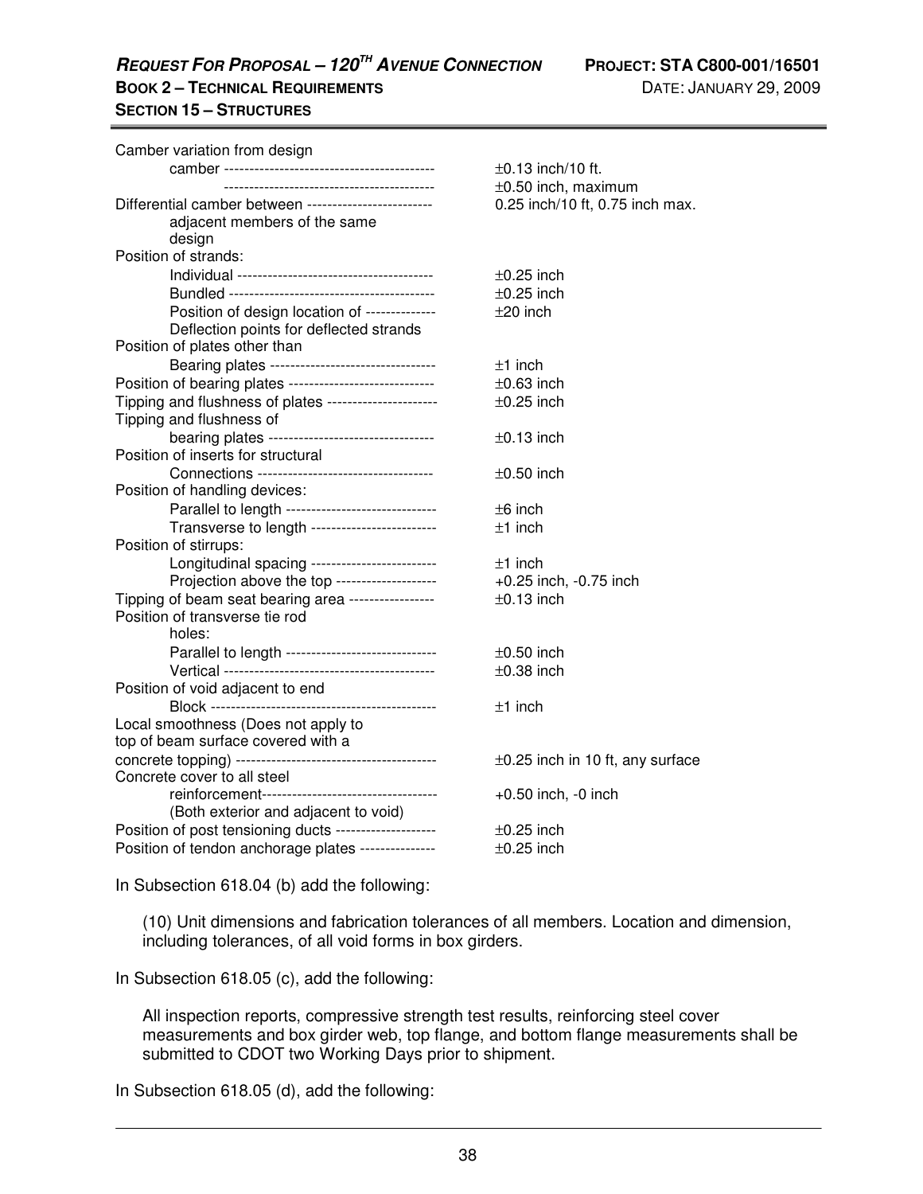| Item | Tolerance |
| --- | --- |
| Camber variation from design camber | ±0.13 inch/10 ft. |
| | ±0.50 inch, maximum |
| Differential camber between adjacent members of the same design | 0.25 inch/10 ft, 0.75 inch max. |
| Position of strands: | |
| Individual | ±0.25 inch |
| Bundled | ±0.25 inch |
| Position of design location of Deflection points for deflected strands | ±20 inch |
| Position of plates other than Bearing plates | ±1 inch |
| Position of bearing plates | ±0.63 inch |
| Tipping and flushness of plates | ±0.25 inch |
| Tipping and flushness of bearing plates | ±0.13 inch |
| Position of inserts for structural Connections | ±0.50 inch |
| Position of handling devices: | |
| Parallel to length | ±6 inch |
| Transverse to length | ±1 inch |
| Position of stirrups: | |
| Longitudinal spacing | ±1 inch |
| Projection above the top | +0.25 inch, -0.75 inch |
| Tipping of beam seat bearing area | ±0.13 inch |
| Position of transverse tie rod holes: | |
| Parallel to length | ±0.50 inch |
| Vertical | ±0.38 inch |
| Position of void adjacent to end Block | ±1 inch |
| Local smoothness (Does not apply to top of beam surface covered with a concrete topping) | ±0.25 inch in 10 ft, any surface |
| Concrete cover to all steel reinforcement (Both exterior and adjacent to void) | +0.50 inch, -0 inch |
| Position of post tensioning ducts | ±0.25 inch |
| Position of tendon anchorage plates | ±0.25 inch |

In Subsection 618.04 (b) add the following:

(10) Unit dimensions and fabrication tolerances of all members. Location and dimension, including tolerances, of all void forms in box girders.

In Subsection 618.05 (c), add the following:

All inspection reports, compressive strength test results, reinforcing steel cover measurements and box girder web, top flange, and bottom flange measurements shall be submitted to CDOT two Working Days prior to shipment.

In Subsection 618.05 (d), add the following: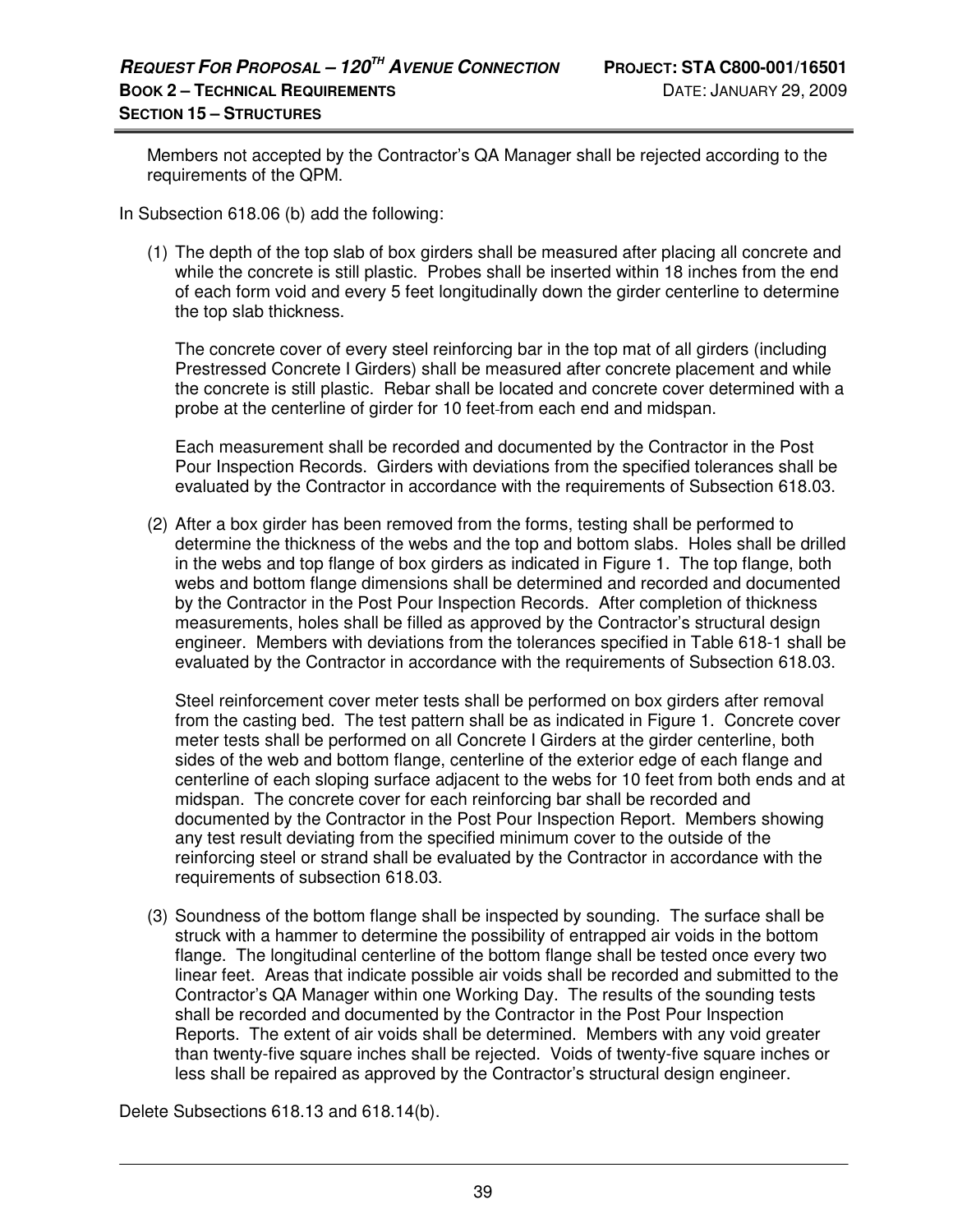Members not accepted by the Contractor's QA Manager shall be rejected according to the requirements of the QPM.

In Subsection 618.06 (b) add the following:

(1) The depth of the top slab of box girders shall be measured after placing all concrete and while the concrete is still plastic. Probes shall be inserted within 18 inches from the end of each form void and every 5 feet longitudinally down the girder centerline to determine the top slab thickness.

    The concrete cover of every steel reinforcing bar in the top mat of all girders (including Prestressed Concrete I Girders) shall be measured after concrete placement and while the concrete is still plastic. Rebar shall be located and concrete cover determined with a probe at the centerline of girder for 10 feet from each end and midspan.

    Each measurement shall be recorded and documented by the Contractor in the Post Pour Inspection Records. Girders with deviations from the specified tolerances shall be evaluated by the Contractor in accordance with the requirements of Subsection 618.03.

(2) After a box girder has been removed from the forms, testing shall be performed to determine the thickness of the webs and the top and bottom slabs. Holes shall be drilled in the webs and top flange of box girders as indicated in Figure 1. The top flange, both webs and bottom flange dimensions shall be determined and recorded and documented by the Contractor in the Post Pour Inspection Records. After completion of thickness measurements, holes shall be filled as approved by the Contractor's structural design engineer. Members with deviations from the tolerances specified in Table 618-1 shall be evaluated by the Contractor in accordance with the requirements of Subsection 618.03.

    Steel reinforcement cover meter tests shall be performed on box girders after removal from the casting bed. The test pattern shall be as indicated in Figure 1. Concrete cover meter tests shall be performed on all Concrete I Girders at the girder centerline, both sides of the web and bottom flange, centerline of the exterior edge of each flange and centerline of each sloping surface adjacent to the webs for 10 feet from both ends and at midspan. The concrete cover for each reinforcing bar shall be recorded and documented by the Contractor in the Post Pour Inspection Report. Members showing any test result deviating from the specified minimum cover to the outside of the reinforcing steel or strand shall be evaluated by the Contractor in accordance with the requirements of subsection 618.03.

(3) Soundness of the bottom flange shall be inspected by sounding. The surface shall be struck with a hammer to determine the possibility of entrapped air voids in the bottom flange. The longitudinal centerline of the bottom flange shall be tested once every two linear feet. Areas that indicate possible air voids shall be recorded and submitted to the Contractor's QA Manager within one Working Day. The results of the sounding tests shall be recorded and documented by the Contractor in the Post Pour Inspection Reports. The extent of air voids shall be determined. Members with any void greater than twenty-five square inches shall be rejected. Voids of twenty-five square inches or less shall be repaired as approved by the Contractor's structural design engineer.

Delete Subsections 618.13 and 618.14(b).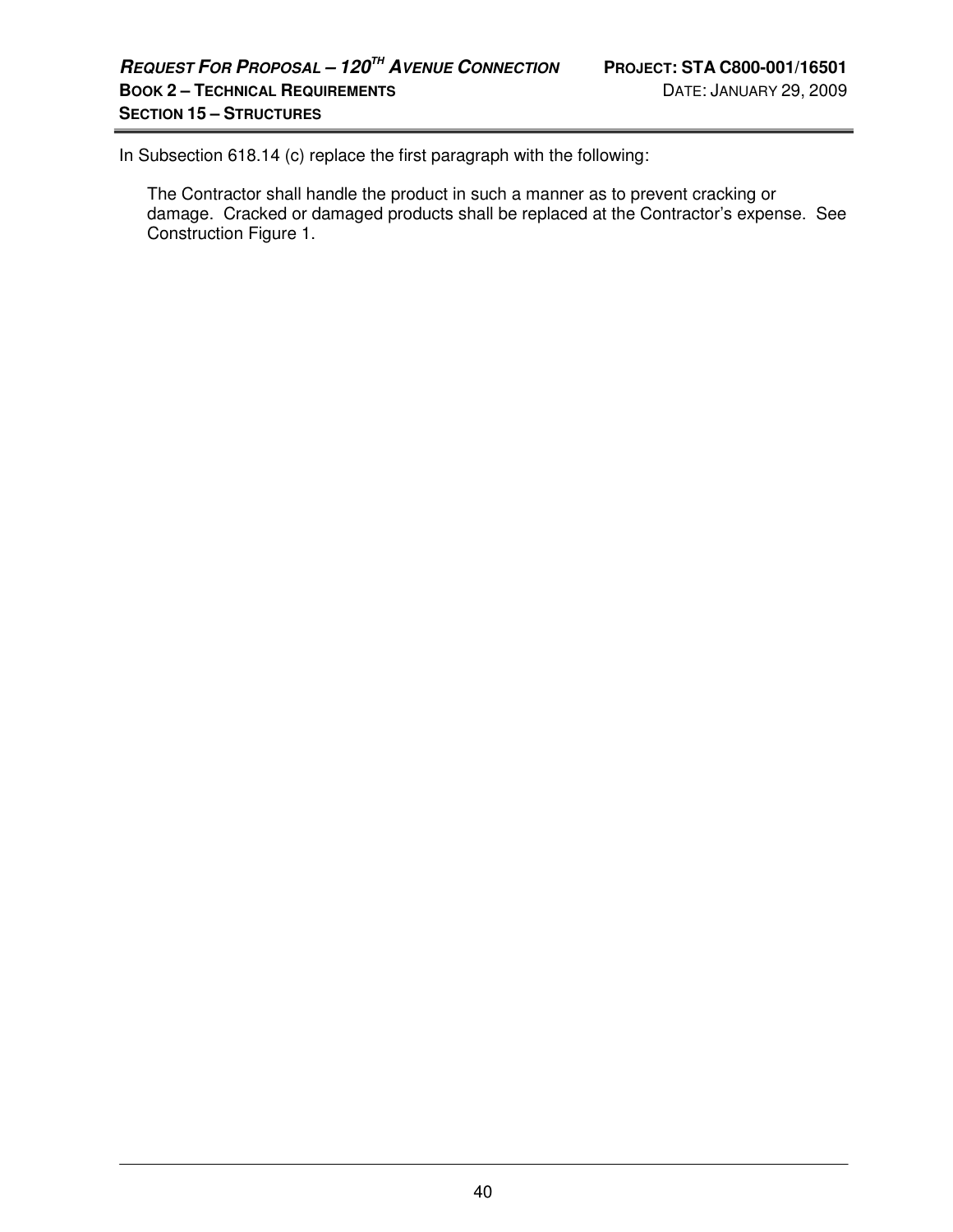In Subsection 618.14 (c) replace the first paragraph with the following:

> The Contractor shall handle the product in such a manner as to prevent cracking or damage. Cracked or damaged products shall be replaced at the Contractor's expense. See Construction Figure 1.